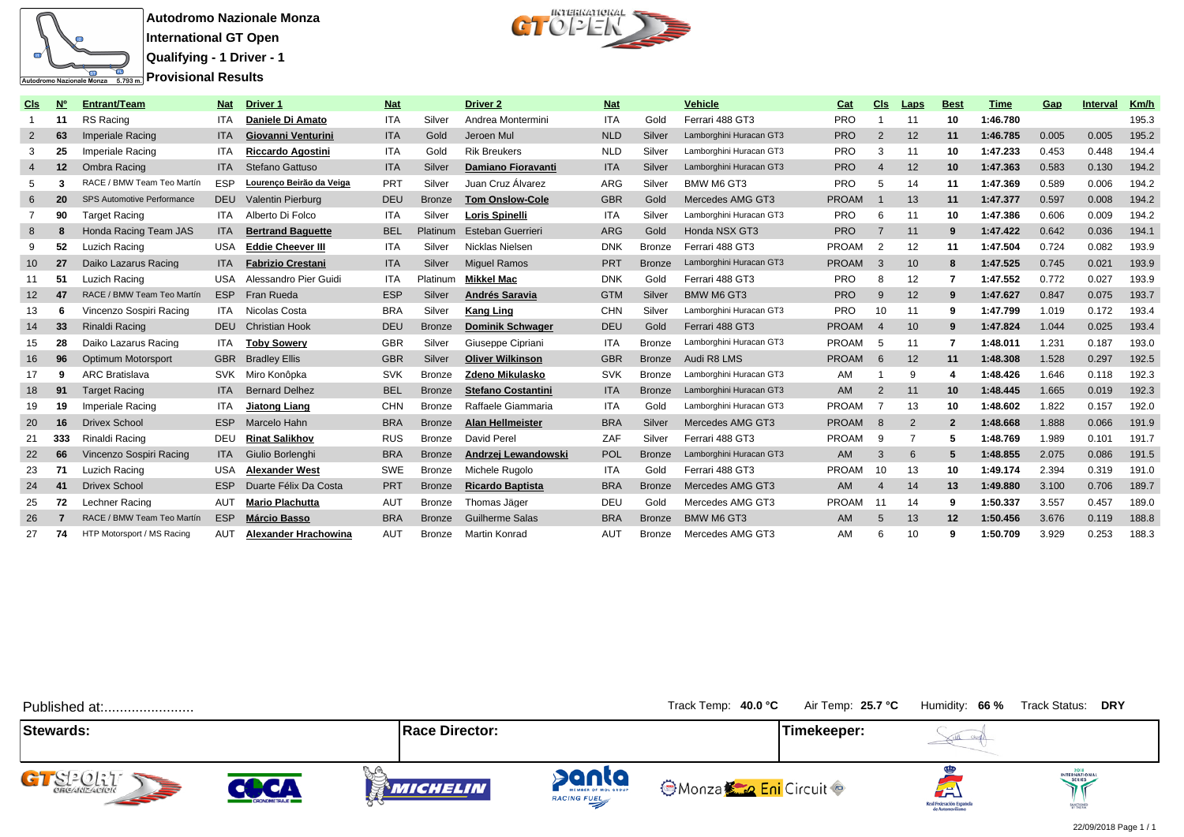**Autodromo Nazionale Monza**
**International GT Open**
**Qualifying - 1 Driver - 1**
**Provisional Results**

Autodromo Nazionale Monza 5.793 m.

| Cls | Nº | Entrant/Team | Nat | Driver 1 | Nat | | Driver 2 | Nat | | Vehicle | Cat | Cls | Laps | Best | Time | Gap | Interval | Km/h |
|---|---|---|---|---|---|---|---|---|---|---|---|---|---|---|---|---|---|---|
| 1 | 11 | RS Racing | ITA | **Daniele Di Amato** | ITA | Silver | Andrea Montermini | ITA | Gold | Ferrari 488 GT3 | PRO | 1 | 11 | 10 | 1:46.780 | | | 195.3 |
| 2 | 63 | Imperiale Racing | ITA | **Giovanni Venturini** | ITA | Gold | Jeroen Mul | NLD | Silver | Lamborghini Huracan GT3 | PRO | 2 | 12 | 11 | 1:46.785 | 0.005 | 0.005 | 195.2 |
| 3 | 25 | Imperiale Racing | ITA | **Riccardo Agostini** | ITA | Gold | Rik Breukers | NLD | Silver | Lamborghini Huracan GT3 | PRO | 3 | 11 | 10 | 1:47.233 | 0.453 | 0.448 | 194.4 |
| 4 | 12 | Ombra Racing | ITA | Stefano Gattuso | ITA | Silver | **Damiano Fioravanti** | ITA | Silver | Lamborghini Huracan GT3 | PRO | 4 | 12 | 10 | 1:47.363 | 0.583 | 0.130 | 194.2 |
| 5 | 3 | RACE / BMW Team Teo Martín | ESP | **Lourenço Beirão da Veiga** | PRT | Silver | Juan Cruz Álvarez | ARG | Silver | BMW M6 GT3 | PRO | 5 | 14 | 11 | 1:47.369 | 0.589 | 0.006 | 194.2 |
| 6 | 20 | SPS Automotive Performance | DEU | Valentin Pierburg | DEU | Bronze | **Tom Onslow-Cole** | GBR | Gold | Mercedes AMG GT3 | PROAM | 1 | 13 | 11 | 1:47.377 | 0.597 | 0.008 | 194.2 |
| 7 | 90 | Target Racing | ITA | Alberto Di Folco | ITA | Silver | **Loris Spinelli** | ITA | Silver | Lamborghini Huracan GT3 | PRO | 6 | 11 | 10 | 1:47.386 | 0.606 | 0.009 | 194.2 |
| 8 | 8 | Honda Racing Team JAS | ITA | **Bertrand Baguette** | BEL | Platinum | Esteban Guerrieri | ARG | Gold | Honda NSX GT3 | PRO | 7 | 11 | 9 | 1:47.422 | 0.642 | 0.036 | 194.1 |
| 9 | 52 | Luzich Racing | USA | **Eddie Cheever III** | ITA | Silver | Nicklas Nielsen | DNK | Bronze | Ferrari 488 GT3 | PROAM | 2 | 12 | 11 | 1:47.504 | 0.724 | 0.082 | 193.9 |
| 10 | 27 | Daiko Lazarus Racing | ITA | **Fabrizio Crestani** | ITA | Silver | Miguel Ramos | PRT | Bronze | Lamborghini Huracan GT3 | PROAM | 3 | 10 | 8 | 1:47.525 | 0.745 | 0.021 | 193.9 |
| 11 | 51 | Luzich Racing | USA | Alessandro Pier Guidi | ITA | Platinum | **Mikkel Mac** | DNK | Gold | Ferrari 488 GT3 | PRO | 8 | 12 | 7 | 1:47.552 | 0.772 | 0.027 | 193.9 |
| 12 | 47 | RACE / BMW Team Teo Martín | ESP | Fran Rueda | ESP | Silver | **Andrés Saravia** | GTM | Silver | BMW M6 GT3 | PRO | 9 | 12 | 9 | 1:47.627 | 0.847 | 0.075 | 193.7 |
| 13 | 6 | Vincenzo Sospiri Racing | ITA | Nicolas Costa | BRA | Silver | **Kang Ling** | CHN | Silver | Lamborghini Huracan GT3 | PRO | 10 | 11 | 9 | 1:47.799 | 1.019 | 0.172 | 193.4 |
| 14 | 33 | Rinaldi Racing | DEU | Christian Hook | DEU | Bronze | **Dominik Schwager** | DEU | Gold | Ferrari 488 GT3 | PROAM | 4 | 10 | 9 | 1:47.824 | 1.044 | 0.025 | 193.4 |
| 15 | 28 | Daiko Lazarus Racing | ITA | **Toby Sowery** | GBR | Silver | Giuseppe Cipriani | ITA | Bronze | Lamborghini Huracan GT3 | PROAM | 5 | 11 | 7 | 1:48.011 | 1.231 | 0.187 | 193.0 |
| 16 | 96 | Optimum Motorsport | GBR | Bradley Ellis | GBR | Silver | **Oliver Wilkinson** | GBR | Bronze | Audi R8 LMS | PROAM | 6 | 12 | 11 | 1:48.308 | 1.528 | 0.297 | 192.5 |
| 17 | 9 | ARC Bratislava | SVK | Miro Konôpka | SVK | Bronze | **Zdeno Mikulasko** | SVK | Bronze | Lamborghini Huracan GT3 | AM | 1 | 9 | 4 | 1:48.426 | 1.646 | 0.118 | 192.3 |
| 18 | 91 | Target Racing | ITA | Bernard Delhez | BEL | Bronze | **Stefano Costantini** | ITA | Bronze | Lamborghini Huracan GT3 | AM | 2 | 11 | 10 | 1:48.445 | 1.665 | 0.019 | 192.3 |
| 19 | 19 | Imperiale Racing | ITA | **Jiatong Liang** | CHN | Bronze | Raffaele Giammaria | ITA | Gold | Lamborghini Huracan GT3 | PROAM | 7 | 13 | 10 | 1:48.602 | 1.822 | 0.157 | 192.0 |
| 20 | 16 | Drivex School | ESP | Marcelo Hahn | BRA | Bronze | **Alan Hellmeister** | BRA | Silver | Mercedes AMG GT3 | PROAM | 8 | 2 | 2 | 1:48.668 | 1.888 | 0.066 | 191.9 |
| 21 | 333 | Rinaldi Racing | DEU | **Rinat Salikhov** | RUS | Bronze | David Perel | ZAF | Silver | Ferrari 488 GT3 | PROAM | 9 | 7 | 5 | 1:48.769 | 1.989 | 0.101 | 191.7 |
| 22 | 66 | Vincenzo Sospiri Racing | ITA | Giulio Borlenghi | BRA | Bronze | **Andrzej Lewandowski** | POL | Bronze | Lamborghini Huracan GT3 | AM | 3 | 6 | 5 | 1:48.855 | 2.075 | 0.086 | 191.5 |
| 23 | 71 | Luzich Racing | USA | **Alexander West** | SWE | Bronze | Michele Rugolo | ITA | Gold | Ferrari 488 GT3 | PROAM | 10 | 13 | 10 | 1:49.174 | 2.394 | 0.319 | 191.0 |
| 24 | 41 | Drivex School | ESP | Duarte Félix Da Costa | PRT | Bronze | **Ricardo Baptista** | BRA | Bronze | Mercedes AMG GT3 | AM | 4 | 14 | 13 | 1:49.880 | 3.100 | 0.706 | 189.7 |
| 25 | 72 | Lechner Racing | AUT | **Mario Plachutta** | AUT | Bronze | Thomas Jäger | DEU | Gold | Mercedes AMG GT3 | PROAM | 11 | 14 | 9 | 1:50.337 | 3.557 | 0.457 | 189.0 |
| 26 | 7 | RACE / BMW Team Teo Martín | ESP | **Márcio Basso** | BRA | Bronze | Guilherme Salas | BRA | Bronze | BMW M6 GT3 | AM | 5 | 13 | 12 | 1:50.456 | 3.676 | 0.119 | 188.8 |
| 27 | 74 | HTP Motorsport / MS Racing | AUT | **Alexander Hrachowina** | AUT | Bronze | Martin Konrad | AUT | Bronze | Mercedes AMG GT3 | AM | 6 | 10 | 9 | 1:50.709 | 3.929 | 0.253 | 188.3 |

Published at:.......................

Track Temp: **40.0 °C** Air Temp: **25.7 °C** Humidity: **66 %** Track Status: **DRY**

| Stewards: | Race Director: | Timekeeper: |
|---|---|---|
| | | |

22/09/2018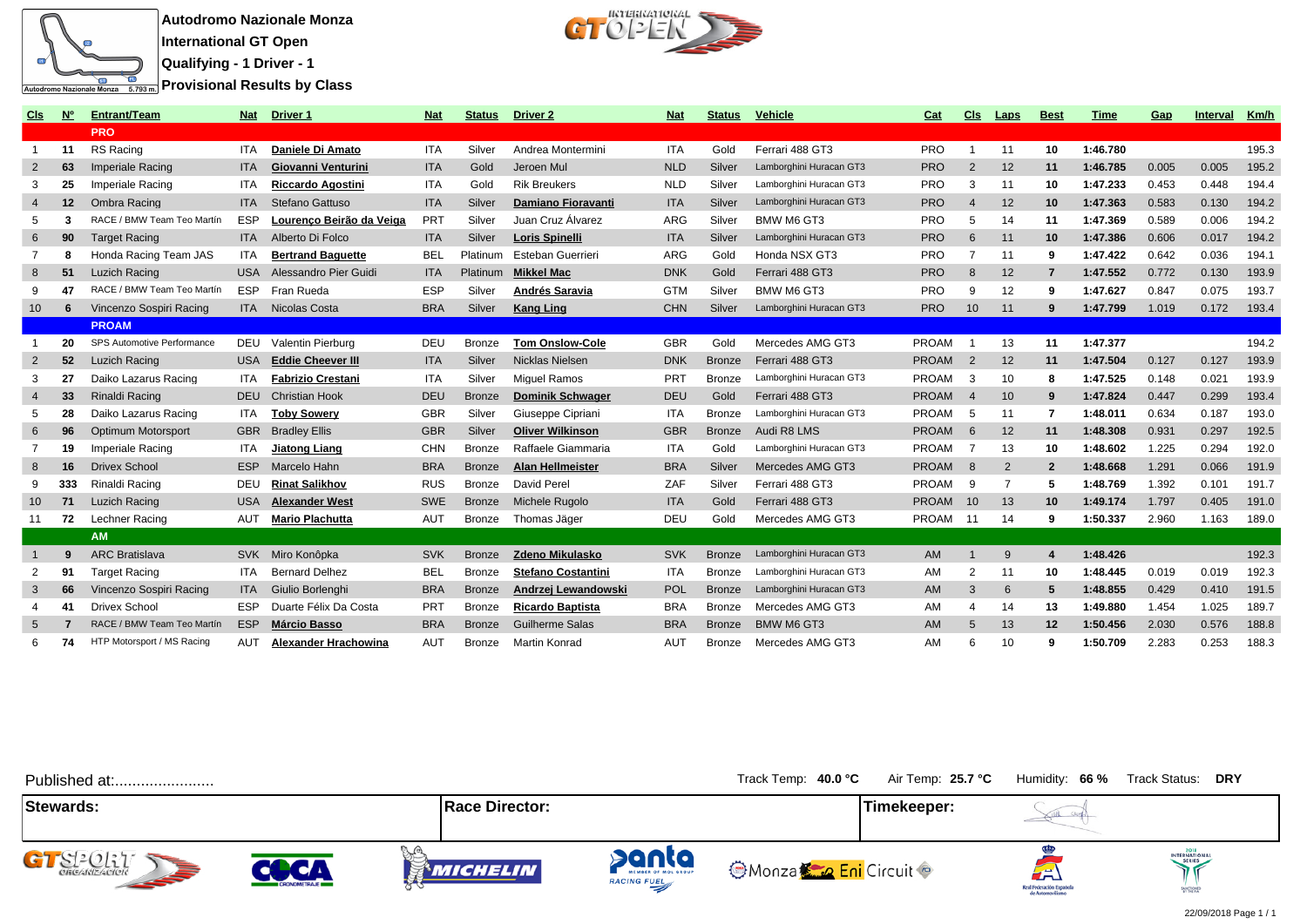**Autodromo Nazionale Monza**
**International GT Open**
**Qualifying - 1 Driver - 1**
**Provisional Results by Class**

| Cls | Nº | Entrant/Team | Nat | Driver 1 | Nat | Status | Driver 2 | Nat | Status | Vehicle | Cat | Cls | Laps | Best | Time | Gap | Interval | Km/h |
|---|---|---|---|---|---|---|---|---|---|---|---|---|---|---|---|---|---|---|
| | | **PRO** | | | | | | | | | | | | | | | | |
| 1 | 11 | RS Racing | ITA | **Daniele Di Amato** | ITA | Silver | Andrea Montermini | ITA | Gold | Ferrari 488 GT3 | PRO | 1 | 11 | 10 | 1:46.780 | | | 195.3 |
| 2 | 63 | Imperiale Racing | ITA | **Giovanni Venturini** | ITA | Gold | Jeroen Mul | NLD | Silver | Lamborghini Huracan GT3 | PRO | 2 | 12 | 11 | 1:46.785 | 0.005 | 0.005 | 195.2 |
| 3 | 25 | Imperiale Racing | ITA | **Riccardo Agostini** | ITA | Gold | Rik Breukers | NLD | Silver | Lamborghini Huracan GT3 | PRO | 3 | 11 | 10 | 1:47.233 | 0.453 | 0.448 | 194.4 |
| 4 | 12 | Ombra Racing | ITA | Stefano Gattuso | ITA | Silver | **Damiano Fioravanti** | ITA | Silver | Lamborghini Huracan GT3 | PRO | 4 | 12 | 10 | 1:47.363 | 0.583 | 0.130 | 194.2 |
| 5 | 3 | RACE / BMW Team Teo Martín | ESP | **Lourenço Beirão da Veiga** | PRT | Silver | Juan Cruz Álvarez | ARG | Silver | BMW M6 GT3 | PRO | 5 | 14 | 11 | 1:47.369 | 0.589 | 0.006 | 194.2 |
| 6 | 90 | Target Racing | ITA | Alberto Di Folco | ITA | Silver | **Loris Spinelli** | ITA | Silver | Lamborghini Huracan GT3 | PRO | 6 | 11 | 10 | 1:47.386 | 0.606 | 0.017 | 194.2 |
| 7 | 8 | Honda Racing Team JAS | ITA | **Bertrand Baguette** | BEL | Platinum | Esteban Guerrieri | ARG | Gold | Honda NSX GT3 | PRO | 7 | 11 | 9 | 1:47.422 | 0.642 | 0.036 | 194.1 |
| 8 | 51 | Luzich Racing | USA | Alessandro Pier Guidi | ITA | Platinum | **Mikkel Mac** | DNK | Gold | Ferrari 488 GT3 | PRO | 8 | 12 | 7 | 1:47.552 | 0.772 | 0.130 | 193.9 |
| 9 | 47 | RACE / BMW Team Teo Martín | ESP | Fran Rueda | ESP | Silver | **Andrés Saravia** | GTM | Silver | BMW M6 GT3 | PRO | 9 | 12 | 9 | 1:47.627 | 0.847 | 0.075 | 193.7 |
| 10 | 6 | Vincenzo Sospiri Racing | ITA | Nicolas Costa | BRA | Silver | **Kang Ling** | CHN | Silver | Lamborghini Huracan GT3 | PRO | 10 | 11 | 9 | 1:47.799 | 1.019 | 0.172 | 193.4 |
| | | **PROAM** | | | | | | | | | | | | | | | | |
| 1 | 20 | SPS Automotive Performance | DEU | Valentin Pierburg | DEU | Bronze | **Tom Onslow-Cole** | GBR | Gold | Mercedes AMG GT3 | PROAM | 1 | 13 | 11 | 1:47.377 | | | 194.2 |
| 2 | 52 | Luzich Racing | USA | **Eddie Cheever III** | ITA | Silver | Nicklas Nielsen | DNK | Bronze | Ferrari 488 GT3 | PROAM | 2 | 12 | 11 | 1:47.504 | 0.127 | 0.127 | 193.9 |
| 3 | 27 | Daiko Lazarus Racing | ITA | **Fabrizio Crestani** | ITA | Silver | Miguel Ramos | PRT | Bronze | Lamborghini Huracan GT3 | PROAM | 3 | 10 | 8 | 1:47.525 | 0.148 | 0.021 | 193.9 |
| 4 | 33 | Rinaldi Racing | DEU | Christian Hook | DEU | Bronze | **Dominik Schwager** | DEU | Gold | Ferrari 488 GT3 | PROAM | 4 | 10 | 9 | 1:47.824 | 0.447 | 0.299 | 193.4 |
| 5 | 28 | Daiko Lazarus Racing | ITA | **Toby Sowery** | GBR | Silver | Giuseppe Cipriani | ITA | Bronze | Lamborghini Huracan GT3 | PROAM | 5 | 11 | 7 | 1:48.011 | 0.634 | 0.187 | 193.0 |
| 6 | 96 | Optimum Motorsport | GBR | Bradley Ellis | GBR | Silver | **Oliver Wilkinson** | GBR | Bronze | Audi R8 LMS | PROAM | 6 | 12 | 11 | 1:48.308 | 0.931 | 0.297 | 192.5 |
| 7 | 19 | Imperiale Racing | ITA | **Jiatong Liang** | CHN | Bronze | Raffaele Giammaria | ITA | Gold | Lamborghini Huracan GT3 | PROAM | 7 | 13 | 10 | 1:48.602 | 1.225 | 0.294 | 192.0 |
| 8 | 16 | Drivex School | ESP | Marcelo Hahn | BRA | Bronze | **Alan Hellmeister** | BRA | Silver | Mercedes AMG GT3 | PROAM | 8 | 2 | 2 | 1:48.668 | 1.291 | 0.066 | 191.9 |
| 9 | 333 | Rinaldi Racing | DEU | **Rinat Salikhov** | RUS | Bronze | David Perel | ZAF | Silver | Ferrari 488 GT3 | PROAM | 9 | 7 | 5 | 1:48.769 | 1.392 | 0.101 | 191.7 |
| 10 | 71 | Luzich Racing | USA | **Alexander West** | SWE | Bronze | Michele Rugolo | ITA | Gold | Ferrari 488 GT3 | PROAM | 10 | 13 | 10 | 1:49.174 | 1.797 | 0.405 | 191.0 |
| 11 | 72 | Lechner Racing | AUT | **Mario Plachutta** | AUT | Bronze | Thomas Jäger | DEU | Gold | Mercedes AMG GT3 | PROAM | 11 | 14 | 9 | 1:50.337 | 2.960 | 1.163 | 189.0 |
| | | **AM** | | | | | | | | | | | | | | | | |
| 1 | 9 | ARC Bratislava | SVK | Miro Konôpka | SVK | Bronze | **Zdeno Mikulasko** | SVK | Bronze | Lamborghini Huracan GT3 | AM | 1 | 9 | 4 | 1:48.426 | | | 192.3 |
| 2 | 91 | Target Racing | ITA | Bernard Delhez | BEL | Bronze | **Stefano Costantini** | ITA | Bronze | Lamborghini Huracan GT3 | AM | 2 | 11 | 10 | 1:48.445 | 0.019 | 0.019 | 192.3 |
| 3 | 66 | Vincenzo Sospiri Racing | ITA | Giulio Borlenghi | BRA | Bronze | **Andrzej Lewandowski** | POL | Bronze | Lamborghini Huracan GT3 | AM | 3 | 6 | 5 | 1:48.855 | 0.429 | 0.410 | 191.5 |
| 4 | 41 | Drivex School | ESP | Duarte Félix Da Costa | PRT | Bronze | **Ricardo Baptista** | BRA | Bronze | Mercedes AMG GT3 | AM | 4 | 14 | 13 | 1:49.880 | 1.454 | 1.025 | 189.7 |
| 5 | 7 | RACE / BMW Team Teo Martín | ESP | **Márcio Basso** | BRA | Bronze | Guilherme Salas | BRA | Bronze | BMW M6 GT3 | AM | 5 | 13 | 12 | 1:50.456 | 2.030 | 0.576 | 188.8 |
| 6 | 74 | HTP Motorsport / MS Racing | AUT | **Alexander Hrachowina** | AUT | Bronze | Martin Konrad | AUT | Bronze | Mercedes AMG GT3 | AM | 6 | 10 | 9 | 1:50.709 | 2.283 | 0.253 | 188.3 |

Published at:.......................

Track Temp: **40.0 °C** Air Temp: **25.7 °C** Humidity: **66 %** Track Status: **DRY**

| Stewards: | Race Director: | Timekeeper: |
|---|---|---|

22/09/2018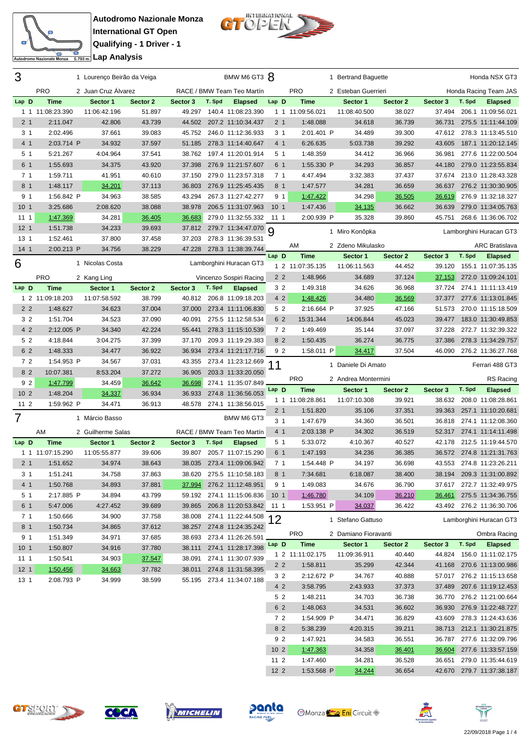**Autodromo Nazionale Monza**
**International GT Open**
**Qualifying - 1 Driver - 1**
**Lap Analysis**

## 3 — PRO

1 Lourenço Beirão da Veiga / 2 Juan Cruz Álvarez — BMW M6 GT3 — RACE / BMW Team Teo Martín

| Lap | D | Time | Sector 1 | Sector 2 | Sector 3 | T. Spd | Elapsed |
|---|---|---|---|---|---|---|---|
| 1 | 1 | 11:08:23.390 | 11:06:42.196 | 51.897 | 49.297 | 140.4 | 11:08:23.390 |
| 2 | 1 | 2:11.047 | 42.806 | 43.739 | 44.502 | 207.2 | 11:10:34.437 |
| 3 | 1 | 2:02.496 | 37.661 | 39.083 | 45.752 | 246.0 | 11:12:36.933 |
| 4 | 1 | 2:03.714 P | 34.932 | 37.597 | 51.185 | 278.3 | 11:14:40.647 |
| 5 | 1 | 5:21.267 | 4:04.964 | 37.541 | 38.762 | 197.4 | 11:20:01.914 |
| 6 | 1 | 1:55.693 | 34.375 | 43.920 | 37.398 | 276.9 | 11:21:57.607 |
| 7 | 1 | 1:59.711 | 41.951 | 40.610 | 37.150 | 279.0 | 11:23:57.318 |
| 8 | 1 | 1:48.117 | 34.201 | 37.113 | 36.803 | 276.9 | 11:25:45.435 |
| 9 | 1 | 1:56.842 P | 34.963 | 38.585 | 43.294 | 267.3 | 11:27:42.277 |
| 10 | 1 | 3:25.686 | 2:08.620 | 38.088 | 38.978 | 206.5 | 11:31:07.963 |
| 11 | 1 | 1:47.369 | 34.281 | 36.405 | 36.683 | 279.0 | 11:32:55.332 |
| 12 | 1 | 1:51.738 | 34.233 | 39.693 | 37.812 | 279.7 | 11:34:47.070 |
| 13 | 1 | 1:52.461 | 37.800 | 37.458 | 37.203 | 278.3 | 11:36:39.531 |
| 14 | 1 | 2:00.213 P | 34.756 | 38.229 | 47.228 | 278.3 | 11:38:39.744 |

## 6 — PRO

1 Nicolas Costa / 2 Kang Ling — Lamborghini Huracan GT3 — Vincenzo Sospiri Racing

| Lap | D | Time | Sector 1 | Sector 2 | Sector 3 | T. Spd | Elapsed |
|---|---|---|---|---|---|---|---|
| 1 | 2 | 11:09:18.203 | 11:07:58.592 | 38.799 | 40.812 | 206.8 | 11:09:18.203 |
| 2 | 2 | 1:48.627 | 34.623 | 37.004 | 37.000 | 273.4 | 11:11:06.830 |
| 3 | 2 | 1:51.704 | 34.523 | 37.090 | 40.091 | 275.5 | 11:12:58.534 |
| 4 | 2 | 2:12.005 P | 34.340 | 42.224 | 55.441 | 278.3 | 11:15:10.539 |
| 5 | 2 | 4:18.844 | 3:04.275 | 37.399 | 37.170 | 209.3 | 11:19:29.383 |
| 6 | 2 | 1:48.333 | 34.477 | 36.922 | 36.934 | 273.4 | 11:21:17.716 |
| 7 | 2 | 1:54.953 P | 34.567 | 37.031 | 43.355 | 273.4 | 11:23:12.669 |
| 8 | 2 | 10:07.381 | 8:53.204 | 37.272 | 36.905 | 203.3 | 11:33:20.050 |
| 9 | 2 | 1:47.799 | 34.459 | 36.642 | 36.698 | 274.1 | 11:35:07.849 |
| 10 | 2 | 1:48.204 | 34.337 | 36.934 | 36.933 | 274.8 | 11:36:56.053 |
| 11 | 2 | 1:59.962 P | 34.471 | 36.913 | 48.578 | 274.1 | 11:38:56.015 |

## 7 — AM

1 Márcio Basso / 2 Guilherme Salas — BMW M6 GT3 — RACE / BMW Team Teo Martín

| Lap | D | Time | Sector 1 | Sector 2 | Sector 3 | T. Spd | Elapsed |
|---|---|---|---|---|---|---|---|
| 1 | 1 | 11:07:15.290 | 11:05:55.877 | 39.606 | 39.807 | 205.7 | 11:07:15.290 |
| 2 | 1 | 1:51.652 | 34.974 | 38.643 | 38.035 | 273.4 | 11:09:06.942 |
| 3 | 1 | 1:51.241 | 34.758 | 37.863 | 38.620 | 275.5 | 11:10:58.183 |
| 4 | 1 | 1:50.768 | 34.893 | 37.881 | 37.994 | 276.2 | 11:12:48.951 |
| 5 | 1 | 2:17.885 P | 34.894 | 43.799 | 59.192 | 274.1 | 11:15:06.836 |
| 6 | 1 | 5:47.006 | 4:27.452 | 39.689 | 39.865 | 206.8 | 11:20:53.842 |
| 7 | 1 | 1:50.666 | 34.900 | 37.758 | 38.008 | 274.1 | 11:22:44.508 |
| 8 | 1 | 1:50.734 | 34.865 | 37.612 | 38.257 | 274.8 | 11:24:35.242 |
| 9 | 1 | 1:51.349 | 34.971 | 37.685 | 38.693 | 273.4 | 11:26:26.591 |
| 10 | 1 | 1:50.807 | 34.916 | 37.780 | 38.111 | 274.1 | 11:28:17.398 |
| 11 | 1 | 1:50.541 | 34.903 | 37.547 | 38.091 | 274.1 | 11:30:07.939 |
| 12 | 1 | 1:50.456 | 34.663 | 37.782 | 38.011 | 274.8 | 11:31:58.395 |
| 13 | 1 | 2:08.793 P | 34.999 | 38.599 | 55.195 | 273.4 | 11:34:07.188 |

## 8 — PRO

1 Bertrand Baguette / 2 Esteban Guerrieri — Honda NSX GT3 — Honda Racing Team JAS

| Lap | D | Time | Sector 1 | Sector 2 | Sector 3 | T. Spd | Elapsed |
|---|---|---|---|---|---|---|---|
| 1 | 1 | 11:09:56.021 | 11:08:40.500 | 38.027 | 37.494 | 206.1 | 11:09:56.021 |
| 2 | 1 | 1:48.088 | 34.618 | 36.739 | 36.731 | 275.5 | 11:11:44.109 |
| 3 | 1 | 2:01.401 P | 34.489 | 39.300 | 47.612 | 278.3 | 11:13:45.510 |
| 4 | 1 | 6:26.635 | 5:03.738 | 39.292 | 43.605 | 187.1 | 11:20:12.145 |
| 5 | 1 | 1:48.359 | 34.412 | 36.966 | 36.981 | 277.6 | 11:22:00.504 |
| 6 | 1 | 1:55.330 P | 34.293 | 36.857 | 44.180 | 279.0 | 11:23:55.834 |
| 7 | 1 | 4:47.494 | 3:32.383 | 37.437 | 37.674 | 213.0 | 11:28:43.328 |
| 8 | 1 | 1:47.577 | 34.281 | 36.659 | 36.637 | 276.2 | 11:30:30.905 |
| 9 | 1 | 1:47.422 | 34.298 | 36.505 | 36.619 | 276.9 | 11:32:18.327 |
| 10 | 1 | 1:47.436 | 34.135 | 36.662 | 36.639 | 279.0 | 11:34:05.763 |
| 11 | 1 | 2:00.939 P | 35.328 | 39.860 | 45.751 | 268.6 | 11:36:06.702 |

## 9 — AM

1 Miro Konôpka / 2 Zdeno Mikulasko — Lamborghini Huracan GT3 — ARC Bratislava

| Lap | D | Time | Sector 1 | Sector 2 | Sector 3 | T. Spd | Elapsed |
|---|---|---|---|---|---|---|---|
| 1 | 2 | 11:07:35.135 | 11:06:11.563 | 44.452 | 39.120 | 155.1 | 11:07:35.135 |
| 2 | 2 | 1:48.966 | 34.689 | 37.124 | 37.153 | 272.0 | 11:09:24.101 |
| 3 | 2 | 1:49.318 | 34.626 | 36.968 | 37.724 | 274.1 | 11:11:13.419 |
| 4 | 2 | 1:48.426 | 34.480 | 36.569 | 37.377 | 277.6 | 11:13:01.845 |
| 5 | 2 | 2:16.664 P | 37.925 | 47.166 | 51.573 | 270.0 | 11:15:18.509 |
| 6 | 2 | 15:31.344 | 14:06.844 | 45.023 | 39.477 | 183.0 | 11:30:49.853 |
| 7 | 2 | 1:49.469 | 35.144 | 37.097 | 37.228 | 272.7 | 11:32:39.322 |
| 8 | 2 | 1:50.435 | 36.274 | 36.775 | 37.386 | 278.3 | 11:34:29.757 |
| 9 | 2 | 1:58.011 P | 34.417 | 37.504 | 46.090 | 276.2 | 11:36:27.768 |

## 11 — PRO

1 Daniele Di Amato / 2 Andrea Montermini — Ferrari 488 GT3 — RS Racing

| Lap | D | Time | Sector 1 | Sector 2 | Sector 3 | T. Spd | Elapsed |
|---|---|---|---|---|---|---|---|
| 1 | 1 | 11:08:28.861 | 11:07:10.308 | 39.921 | 38.632 | 208.0 | 11:08:28.861 |
| 2 | 1 | 1:51.820 | 35.106 | 37.351 | 39.363 | 257.1 | 11:10:20.681 |
| 3 | 1 | 1:47.679 | 34.360 | 36.501 | 36.818 | 274.1 | 11:12:08.360 |
| 4 | 1 | 2:03.138 P | 34.302 | 36.519 | 52.317 | 274.1 | 11:14:11.498 |
| 5 | 1 | 5:33.072 | 4:10.367 | 40.527 | 42.178 | 212.5 | 11:19:44.570 |
| 6 | 1 | 1:47.193 | 34.236 | 36.385 | 36.572 | 274.8 | 11:21:31.763 |
| 7 | 1 | 1:54.448 P | 34.197 | 36.698 | 43.553 | 274.8 | 11:23:26.211 |
| 8 | 1 | 7:34.681 | 6:18.087 | 38.400 | 38.194 | 209.3 | 11:31:00.892 |
| 9 | 1 | 1:49.083 | 34.676 | 36.790 | 37.617 | 272.7 | 11:32:49.975 |
| 10 | 1 | 1:46.780 | 34.109 | 36.210 | 36.461 | 275.5 | 11:34:36.755 |
| 11 | 1 | 1:53.951 P | 34.037 | 36.422 | 43.492 | 276.2 | 11:36:30.706 |

## 12 — PRO

1 Stefano Gattuso / 2 Damiano Fioravanti — Lamborghini Huracan GT3 — Ombra Racing

| Lap | D | Time | Sector 1 | Sector 2 | Sector 3 | T. Spd | Elapsed |
|---|---|---|---|---|---|---|---|
| 1 | 2 | 11:11:02.175 | 11:09:36.911 | 40.440 | 44.824 | 156.0 | 11:11:02.175 |
| 2 | 2 | 1:58.811 | 35.299 | 42.344 | 41.168 | 270.6 | 11:13:00.986 |
| 3 | 2 | 2:12.672 P | 34.767 | 40.888 | 57.017 | 276.2 | 11:15:13.658 |
| 4 | 2 | 3:58.795 | 2:43.933 | 37.373 | 37.489 | 207.6 | 11:19:12.453 |
| 5 | 2 | 1:48.211 | 34.703 | 36.738 | 36.770 | 276.2 | 11:21:00.664 |
| 6 | 2 | 1:48.063 | 34.531 | 36.602 | 36.930 | 276.9 | 11:22:48.727 |
| 7 | 2 | 1:54.909 P | 34.471 | 36.829 | 43.609 | 278.3 | 11:24:43.636 |
| 8 | 2 | 5:38.239 | 4:20.315 | 39.211 | 38.713 | 212.1 | 11:30:21.875 |
| 9 | 2 | 1:47.921 | 34.583 | 36.551 | 36.787 | 277.6 | 11:32:09.796 |
| 10 | 2 | 1:47.363 | 34.358 | 36.401 | 36.604 | 277.6 | 11:33:57.159 |
| 11 | 2 | 1:47.460 | 34.281 | 36.528 | 36.651 | 279.0 | 11:35:44.619 |
| 12 | 2 | 1:53.568 P | 34.244 | 36.654 | 42.670 | 279.7 | 11:37:38.187 |

22/09/2018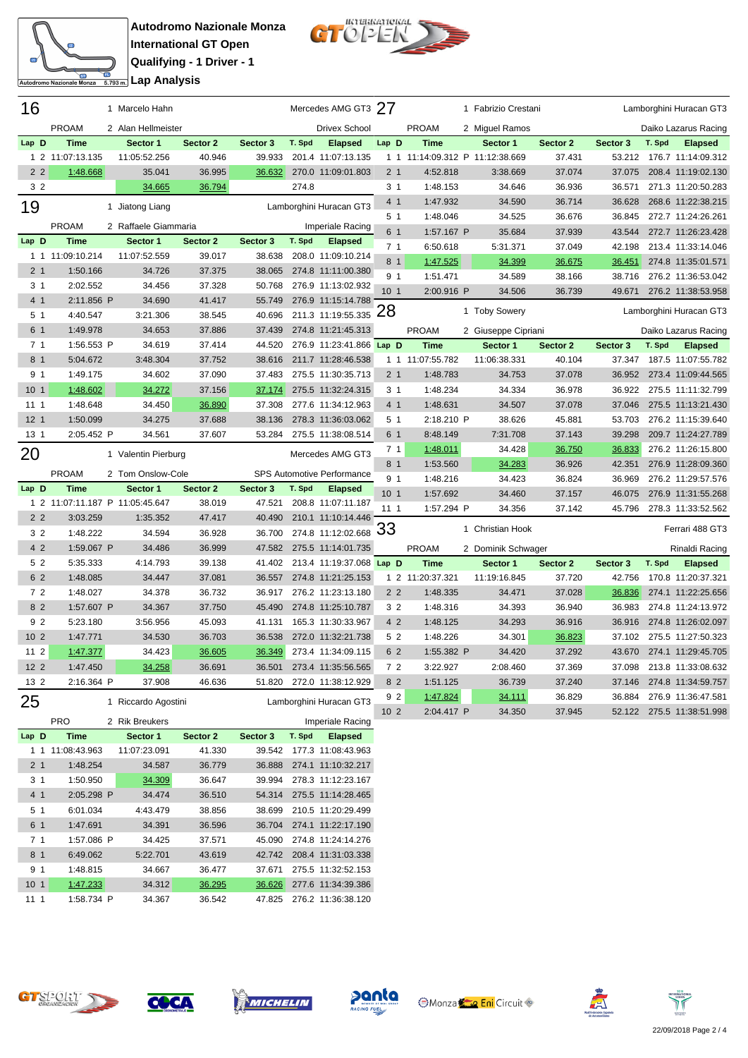# Autodromo Nazionale Monza
## International GT Open
## Qualifying - 1 Driver - 1
## Lap Analysis

### 16 — PROAM — 1 Marcelo Hahn / 2 Alan Hellmeister — Mercedes AMG GT3 — Drivex School

| Lap | D | Time | Sector 1 | Sector 2 | Sector 3 | T. Spd | Elapsed |
|---|---|---|---|---|---|---|---|
| 1 | 2 | 11:07:13.135 | 11:05:52.256 | 40.946 | 39.933 | 201.4 | 11:07:13.135 |
| 2 | 2 | 1:48.668 | 35.041 | 36.995 | 36.632 | 270.0 | 11:09:01.803 |
| 3 | 2 | | 34.665 | 36.794 | | 274.8 | |

### 19 — PROAM — 1 Jiatong Liang / 2 Raffaele Giammaria — Lamborghini Huracan GT3 — Imperiale Racing

| Lap | D | Time | Sector 1 | Sector 2 | Sector 3 | T. Spd | Elapsed |
|---|---|---|---|---|---|---|---|
| 1 | 1 | 11:09:10.214 | 11:07:52.559 | 39.017 | 38.638 | 208.0 | 11:09:10.214 |
| 2 | 1 | 1:50.166 | 34.726 | 37.375 | 38.065 | 274.8 | 11:11:00.380 |
| 3 | 1 | 2:02.552 | 34.456 | 37.328 | 50.768 | 276.9 | 11:13:02.932 |
| 4 | 1 | 2:11.856 P | 34.690 | 41.417 | 55.749 | 276.9 | 11:15:14.788 |
| 5 | 1 | 4:40.547 | 3:21.306 | 38.545 | 40.696 | 211.3 | 11:19:55.335 |
| 6 | 1 | 1:49.978 | 34.653 | 37.886 | 37.439 | 274.8 | 11:21:45.313 |
| 7 | 1 | 1:56.553 P | 34.619 | 37.414 | 44.520 | 276.9 | 11:23:41.866 |
| 8 | 1 | 5:04.672 | 3:48.304 | 37.752 | 38.616 | 211.7 | 11:28:46.538 |
| 9 | 1 | 1:49.175 | 34.602 | 37.090 | 37.483 | 275.5 | 11:30:35.713 |
| 10 | 1 | 1:48.602 | 34.272 | 37.156 | 37.174 | 275.5 | 11:32:24.315 |
| 11 | 1 | 1:48.648 | 34.450 | 36.890 | 37.308 | 277.6 | 11:34:12.963 |
| 12 | 1 | 1:50.099 | 34.275 | 37.688 | 38.136 | 278.3 | 11:36:03.062 |
| 13 | 1 | 2:05.452 P | 34.561 | 37.607 | 53.284 | 275.5 | 11:38:08.514 |

### 20 — PROAM — 1 Valentin Pierburg / 2 Tom Onslow-Cole — Mercedes AMG GT3 — SPS Automotive Performance

| Lap | D | Time | Sector 1 | Sector 2 | Sector 3 | T. Spd | Elapsed |
|---|---|---|---|---|---|---|---|
| 1 | 2 | 11:07:11.187 P | 11:05:45.647 | 38.019 | 47.521 | 208.8 | 11:07:11.187 |
| 2 | 2 | 3:03.259 | 1:35.352 | 47.417 | 40.490 | 210.1 | 11:10:14.446 |
| 3 | 2 | 1:48.222 | 34.594 | 36.928 | 36.700 | 274.8 | 11:12:02.668 |
| 4 | 2 | 1:59.067 P | 34.486 | 36.999 | 47.582 | 275.5 | 11:14:01.735 |
| 5 | 2 | 5:35.333 | 4:14.793 | 39.138 | 41.402 | 213.4 | 11:19:37.068 |
| 6 | 2 | 1:48.085 | 34.447 | 37.081 | 36.557 | 274.8 | 11:21:25.153 |
| 7 | 2 | 1:48.027 | 34.378 | 36.732 | 36.917 | 276.2 | 11:23:13.180 |
| 8 | 2 | 1:57.607 P | 34.367 | 37.750 | 45.490 | 274.8 | 11:25:10.787 |
| 9 | 2 | 5:23.180 | 3:56.956 | 45.093 | 41.131 | 165.3 | 11:30:33.967 |
| 10 | 2 | 1:47.771 | 34.530 | 36.703 | 36.538 | 272.0 | 11:32:21.738 |
| 11 | 2 | 1:47.377 | 34.423 | 36.605 | 36.349 | 273.4 | 11:34:09.115 |
| 12 | 2 | 1:47.450 | 34.258 | 36.691 | 36.501 | 273.4 | 11:35:56.565 |
| 13 | 2 | 2:16.364 P | 37.908 | 46.636 | 51.820 | 272.0 | 11:38:12.929 |

### 25 — PRO — 1 Riccardo Agostini / 2 Rik Breukers — Lamborghini Huracan GT3 — Imperiale Racing

| Lap | D | Time | Sector 1 | Sector 2 | Sector 3 | T. Spd | Elapsed |
|---|---|---|---|---|---|---|---|
| 1 | 1 | 11:08:43.963 | 11:07:23.091 | 41.330 | 39.542 | 177.3 | 11:08:43.963 |
| 2 | 1 | 1:48.254 | 34.587 | 36.779 | 36.888 | 274.1 | 11:10:32.217 |
| 3 | 1 | 1:50.950 | 34.309 | 36.647 | 39.994 | 278.3 | 11:12:23.167 |
| 4 | 1 | 2:05.298 P | 34.474 | 36.510 | 54.314 | 275.5 | 11:14:28.465 |
| 5 | 1 | 6:01.034 | 4:43.479 | 38.856 | 38.699 | 210.5 | 11:20:29.499 |
| 6 | 1 | 1:47.691 | 34.391 | 36.596 | 36.704 | 274.1 | 11:22:17.190 |
| 7 | 1 | 1:57.086 P | 34.425 | 37.571 | 45.090 | 274.8 | 11:24:14.276 |
| 8 | 1 | 6:49.062 | 5:22.701 | 43.619 | 42.742 | 208.4 | 11:31:03.338 |
| 9 | 1 | 1:48.815 | 34.667 | 36.477 | 37.671 | 275.5 | 11:32:52.153 |
| 10 | 1 | 1:47.233 | 34.312 | 36.295 | 36.626 | 277.6 | 11:34:39.386 |
| 11 | 1 | 1:58.734 P | 34.367 | 36.542 | 47.825 | 276.2 | 11:36:38.120 |

### 27 — PROAM — 1 Fabrizio Crestani / 2 Miguel Ramos — Lamborghini Huracan GT3 — Daiko Lazarus Racing

| Lap | D | Time | Sector 1 | Sector 2 | Sector 3 | T. Spd | Elapsed |
|---|---|---|---|---|---|---|---|
| 1 | 1 | 11:14:09.312 P | 11:12:38.669 | 37.431 | 53.212 | 176.7 | 11:14:09.312 |
| 2 | 1 | 4:52.818 | 3:38.669 | 37.074 | 37.075 | 208.4 | 11:19:02.130 |
| 3 | 1 | 1:48.153 | 34.646 | 36.936 | 36.571 | 271.3 | 11:20:50.283 |
| 4 | 1 | 1:47.932 | 34.590 | 36.714 | 36.628 | 268.6 | 11:22:38.215 |
| 5 | 1 | 1:48.046 | 34.525 | 36.676 | 36.845 | 272.7 | 11:24:26.261 |
| 6 | 1 | 1:57.167 P | 35.684 | 37.939 | 43.544 | 272.7 | 11:26:23.428 |
| 7 | 1 | 6:50.618 | 5:31.371 | 37.049 | 42.198 | 213.4 | 11:33:14.046 |
| 8 | 1 | 1:47.525 | 34.399 | 36.675 | 36.451 | 274.8 | 11:35:01.571 |
| 9 | 1 | 1:51.471 | 34.589 | 38.166 | 38.716 | 276.2 | 11:36:53.042 |
| 10 | 1 | 2:00.916 P | 34.506 | 36.739 | 49.671 | 276.2 | 11:38:53.958 |

### 28 — PROAM — 1 Toby Sowery / 2 Giuseppe Cipriani — Lamborghini Huracan GT3 — Daiko Lazarus Racing

| Lap | D | Time | Sector 1 | Sector 2 | Sector 3 | T. Spd | Elapsed |
|---|---|---|---|---|---|---|---|
| 1 | 1 | 11:07:55.782 | 11:06:38.331 | 40.104 | 37.347 | 187.5 | 11:07:55.782 |
| 2 | 1 | 1:48.783 | 34.753 | 37.078 | 36.952 | 273.4 | 11:09:44.565 |
| 3 | 1 | 1:48.234 | 34.334 | 36.978 | 36.922 | 275.5 | 11:11:32.799 |
| 4 | 1 | 1:48.631 | 34.507 | 37.078 | 37.046 | 275.5 | 11:13:21.430 |
| 5 | 1 | 2:18.210 P | 38.626 | 45.881 | 53.703 | 276.2 | 11:15:39.640 |
| 6 | 1 | 8:48.149 | 7:31.708 | 37.143 | 39.298 | 209.7 | 11:24:27.789 |
| 7 | 1 | 1:48.011 | 34.428 | 36.750 | 36.833 | 276.2 | 11:26:15.800 |
| 8 | 1 | 1:53.560 | 34.283 | 36.926 | 42.351 | 276.9 | 11:28:09.360 |
| 9 | 1 | 1:48.216 | 34.423 | 36.824 | 36.969 | 276.2 | 11:29:57.576 |
| 10 | 1 | 1:57.692 | 34.460 | 37.157 | 46.075 | 276.9 | 11:31:55.268 |
| 11 | 1 | 1:57.294 P | 34.356 | 37.142 | 45.796 | 278.3 | 11:33:52.562 |

### 33 — PROAM — 1 Christian Hook / 2 Dominik Schwager — Ferrari 488 GT3 — Rinaldi Racing

| Lap | D | Time | Sector 1 | Sector 2 | Sector 3 | T. Spd | Elapsed |
|---|---|---|---|---|---|---|---|
| 1 | 2 | 11:20:37.321 | 11:19:16.845 | 37.720 | 42.756 | 170.8 | 11:20:37.321 |
| 2 | 2 | 1:48.335 | 34.471 | 37.028 | 36.836 | 274.1 | 11:22:25.656 |
| 3 | 2 | 1:48.316 | 34.393 | 36.940 | 36.983 | 274.8 | 11:24:13.972 |
| 4 | 2 | 1:48.125 | 34.293 | 36.916 | 36.916 | 274.8 | 11:26:02.097 |
| 5 | 2 | 1:48.226 | 34.301 | 36.823 | 37.102 | 275.5 | 11:27:50.323 |
| 6 | 2 | 1:55.382 P | 34.420 | 37.292 | 43.670 | 274.1 | 11:29:45.705 |
| 7 | 2 | 3:22.927 | 2:08.460 | 37.369 | 37.098 | 213.8 | 11:33:08.632 |
| 8 | 2 | 1:51.125 | 36.739 | 37.240 | 37.146 | 274.8 | 11:34:59.757 |
| 9 | 2 | 1:47.824 | 34.111 | 36.829 | 36.884 | 276.9 | 11:36:47.581 |
| 10 | 2 | 2:04.417 P | 34.350 | 37.945 | 52.122 | 275.5 | 11:38:51.998 |

22/09/2018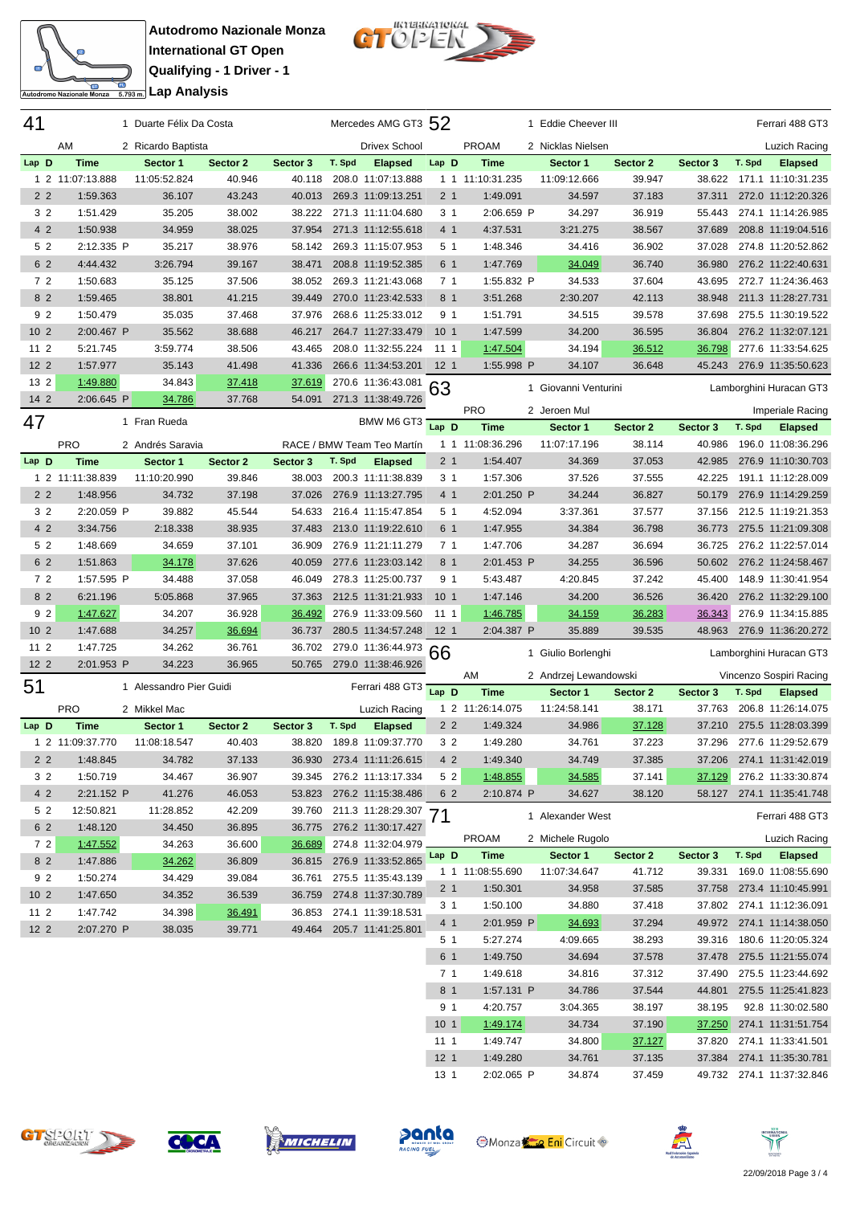**Autodromo Nazionale Monza**
**International GT Open**
**Qualifying - 1 Driver - 1**
**Lap Analysis**

## 41 — AM

1 Duarte Félix Da Costa — Mercedes AMG GT3
2 Ricardo Baptista — Drivex School

| Lap | D | Time | Sector 1 | Sector 2 | Sector 3 | T. Spd | Elapsed |
|---|---|---|---|---|---|---|---|
| 1 | 2 | 11:07:13.888 | 11:05:52.824 | 40.946 | 40.118 | 208.0 | 11:07:13.888 |
| 2 | 2 | 1:59.363 | 36.107 | 43.243 | 40.013 | 269.3 | 11:09:13.251 |
| 3 | 2 | 1:51.429 | 35.205 | 38.002 | 38.222 | 271.3 | 11:11:04.680 |
| 4 | 2 | 1:50.938 | 34.959 | 38.025 | 37.954 | 271.3 | 11:12:55.618 |
| 5 | 2 | 2:12.335 P | 35.217 | 38.976 | 58.142 | 269.3 | 11:15:07.953 |
| 6 | 2 | 4:44.432 | 3:26.794 | 39.167 | 38.471 | 208.8 | 11:19:52.385 |
| 7 | 2 | 1:50.683 | 35.125 | 37.506 | 38.052 | 269.3 | 11:21:43.068 |
| 8 | 2 | 1:59.465 | 38.801 | 41.215 | 39.449 | 270.0 | 11:23:42.533 |
| 9 | 2 | 1:50.479 | 35.035 | 37.468 | 37.976 | 268.6 | 11:25:33.012 |
| 10 | 2 | 2:00.467 P | 35.562 | 38.688 | 46.217 | 264.7 | 11:27:33.479 |
| 11 | 2 | 5:21.745 | 3:59.774 | 38.506 | 43.465 | 208.0 | 11:32:55.224 |
| 12 | 2 | 1:57.977 | 35.143 | 41.498 | 41.336 | 266.6 | 11:34:53.201 |
| 13 | 2 | 1:49.880 | 34.843 | 37.418 | 37.619 | 270.6 | 11:36:43.081 |
| 14 | 2 | 2:06.645 P | 34.786 | 37.768 | 54.091 | 271.3 | 11:38:49.726 |

## 47 — PRO

1 Fran Rueda — BMW M6 GT3
2 Andrés Saravia — RACE / BMW Team Teo Martín

| Lap | D | Time | Sector 1 | Sector 2 | Sector 3 | T. Spd | Elapsed |
|---|---|---|---|---|---|---|---|
| 1 | 2 | 11:11:38.839 | 11:10:20.990 | 39.846 | 38.003 | 200.3 | 11:11:38.839 |
| 2 | 2 | 1:48.956 | 34.732 | 37.198 | 37.026 | 276.9 | 11:13:27.795 |
| 3 | 2 | 2:20.059 P | 39.882 | 45.544 | 54.633 | 216.4 | 11:15:47.854 |
| 4 | 2 | 3:34.756 | 2:18.338 | 38.935 | 37.483 | 213.0 | 11:19:22.610 |
| 5 | 2 | 1:48.669 | 34.659 | 37.101 | 36.909 | 276.9 | 11:21:11.279 |
| 6 | 2 | 1:51.863 | 34.178 | 37.626 | 40.059 | 277.6 | 11:23:03.142 |
| 7 | 2 | 1:57.595 P | 34.488 | 37.058 | 46.049 | 278.3 | 11:25:00.737 |
| 8 | 2 | 6:21.196 | 5:05.868 | 37.965 | 37.363 | 212.5 | 11:31:21.933 |
| 9 | 2 | 1:47.627 | 34.207 | 36.928 | 36.492 | 276.9 | 11:33:09.560 |
| 10 | 2 | 1:47.688 | 34.257 | 36.694 | 36.737 | 280.5 | 11:34:57.248 |
| 11 | 2 | 1:47.725 | 34.262 | 36.761 | 36.702 | 279.0 | 11:36:44.973 |
| 12 | 2 | 2:01.953 P | 34.223 | 36.965 | 50.765 | 279.0 | 11:38:46.926 |

## 51 — PRO

1 Alessandro Pier Guidi — Ferrari 488 GT3
2 Mikkel Mac — Luzich Racing

| Lap | D | Time | Sector 1 | Sector 2 | Sector 3 | T. Spd | Elapsed |
|---|---|---|---|---|---|---|---|
| 1 | 2 | 11:09:37.770 | 11:08:18.547 | 40.403 | 38.820 | 189.8 | 11:09:37.770 |
| 2 | 2 | 1:48.845 | 34.782 | 37.133 | 36.930 | 273.4 | 11:11:26.615 |
| 3 | 2 | 1:50.719 | 34.467 | 36.907 | 39.345 | 276.2 | 11:13:17.334 |
| 4 | 2 | 2:21.152 P | 41.276 | 46.053 | 53.823 | 276.2 | 11:15:38.486 |
| 5 | 2 | 12:50.821 | 11:28.852 | 42.209 | 39.760 | 211.3 | 11:28:29.307 |
| 6 | 2 | 1:48.120 | 34.450 | 36.895 | 36.775 | 276.2 | 11:30:17.427 |
| 7 | 2 | 1:47.552 | 34.263 | 36.600 | 36.689 | 274.8 | 11:32:04.979 |
| 8 | 2 | 1:47.886 | 34.262 | 36.809 | 36.815 | 276.9 | 11:33:52.865 |
| 9 | 2 | 1:50.274 | 34.429 | 39.084 | 36.761 | 275.5 | 11:35:43.139 |
| 10 | 2 | 1:47.650 | 34.352 | 36.539 | 36.759 | 274.8 | 11:37:30.789 |
| 11 | 2 | 1:47.742 | 34.398 | 36.491 | 36.853 | 274.1 | 11:39:18.531 |
| 12 | 2 | 2:07.270 P | 38.035 | 39.771 | 49.464 | 205.7 | 11:41:25.801 |

## 52 — PROAM

1 Eddie Cheever III — Ferrari 488 GT3
2 Nicklas Nielsen — Luzich Racing

| Lap | D | Time | Sector 1 | Sector 2 | Sector 3 | T. Spd | Elapsed |
|---|---|---|---|---|---|---|---|
| 1 | 1 | 11:10:31.235 | 11:09:12.666 | 39.947 | 38.622 | 171.1 | 11:10:31.235 |
| 2 | 1 | 1:49.091 | 34.597 | 37.183 | 37.311 | 272.0 | 11:12:20.326 |
| 3 | 1 | 2:06.659 P | 34.297 | 36.919 | 55.443 | 274.1 | 11:14:26.985 |
| 4 | 1 | 4:37.531 | 3:21.275 | 38.567 | 37.689 | 208.8 | 11:19:04.516 |
| 5 | 1 | 1:48.346 | 34.416 | 36.902 | 37.028 | 274.8 | 11:20:52.862 |
| 6 | 1 | 1:47.769 | 34.049 | 36.740 | 36.980 | 276.2 | 11:22:40.631 |
| 7 | 1 | 1:55.832 P | 34.533 | 37.604 | 43.695 | 272.7 | 11:24:36.463 |
| 8 | 1 | 3:51.268 | 2:30.207 | 42.113 | 38.948 | 211.3 | 11:28:27.731 |
| 9 | 1 | 1:51.791 | 34.515 | 39.578 | 37.698 | 275.5 | 11:30:19.522 |
| 10 | 1 | 1:47.599 | 34.200 | 36.595 | 36.804 | 276.2 | 11:32:07.121 |
| 11 | 1 | 1:47.504 | 34.194 | 36.512 | 36.798 | 277.6 | 11:33:54.625 |
| 12 | 1 | 1:55.998 P | 34.107 | 36.648 | 45.243 | 276.9 | 11:35:50.623 |

## 63 — PRO

1 Giovanni Venturini — Lamborghini Huracan GT3
2 Jeroen Mul — Imperiale Racing

| Lap | D | Time | Sector 1 | Sector 2 | Sector 3 | T. Spd | Elapsed |
|---|---|---|---|---|---|---|---|
| 1 | 1 | 11:08:36.296 | 11:07:17.196 | 38.114 | 40.986 | 196.0 | 11:08:36.296 |
| 2 | 1 | 1:54.407 | 34.369 | 37.053 | 42.985 | 276.9 | 11:10:30.703 |
| 3 | 1 | 1:57.306 | 37.526 | 37.555 | 42.225 | 191.1 | 11:12:28.009 |
| 4 | 1 | 2:01.250 P | 34.244 | 36.827 | 50.179 | 276.9 | 11:14:29.259 |
| 5 | 1 | 4:52.094 | 3:37.361 | 37.577 | 37.156 | 212.5 | 11:19:21.353 |
| 6 | 1 | 1:47.955 | 34.384 | 36.798 | 36.773 | 275.5 | 11:21:09.308 |
| 7 | 1 | 1:47.706 | 34.287 | 36.694 | 36.725 | 276.2 | 11:22:57.014 |
| 8 | 1 | 2:01.453 P | 34.255 | 36.596 | 50.602 | 276.2 | 11:24:58.467 |
| 9 | 1 | 5:43.487 | 4:20.845 | 37.242 | 45.400 | 148.9 | 11:30:41.954 |
| 10 | 1 | 1:47.146 | 34.200 | 36.526 | 36.420 | 276.2 | 11:32:29.100 |
| 11 | 1 | 1:46.785 | 34.159 | 36.283 | 36.343 | 276.9 | 11:34:15.885 |
| 12 | 1 | 2:04.387 P | 35.889 | 39.535 | 48.963 | 276.9 | 11:36:20.272 |

## 66 — AM

1 Giulio Borlenghi — Lamborghini Huracan GT3
2 Andrzej Lewandowski — Vincenzo Sospiri Racing

| Lap | D | Time | Sector 1 | Sector 2 | Sector 3 | T. Spd | Elapsed |
|---|---|---|---|---|---|---|---|
| 1 | 2 | 11:26:14.075 | 11:24:58.141 | 38.171 | 37.763 | 206.8 | 11:26:14.075 |
| 2 | 2 | 1:49.324 | 34.986 | 37.128 | 37.210 | 275.5 | 11:28:03.399 |
| 3 | 2 | 1:49.280 | 34.761 | 37.223 | 37.296 | 277.6 | 11:29:52.679 |
| 4 | 2 | 1:49.340 | 34.749 | 37.385 | 37.206 | 274.1 | 11:31:42.019 |
| 5 | 2 | 1:48.855 | 34.585 | 37.141 | 37.129 | 276.2 | 11:33:30.874 |
| 6 | 2 | 2:10.874 P | 34.627 | 38.120 | 58.127 | 274.1 | 11:35:41.748 |

## 71 — PROAM

1 Alexander West — Ferrari 488 GT3
2 Michele Rugolo — Luzich Racing

| Lap | D | Time | Sector 1 | Sector 2 | Sector 3 | T. Spd | Elapsed |
|---|---|---|---|---|---|---|---|
| 1 | 1 | 11:08:55.690 | 11:07:34.647 | 41.712 | 39.331 | 169.0 | 11:08:55.690 |
| 2 | 1 | 1:50.301 | 34.958 | 37.585 | 37.758 | 273.4 | 11:10:45.991 |
| 3 | 1 | 1:50.100 | 34.880 | 37.418 | 37.802 | 274.1 | 11:12:36.091 |
| 4 | 1 | 2:01.959 P | 34.693 | 37.294 | 49.972 | 274.1 | 11:14:38.050 |
| 5 | 1 | 5:27.274 | 4:09.665 | 38.293 | 39.316 | 180.6 | 11:20:05.324 |
| 6 | 1 | 1:49.750 | 34.694 | 37.578 | 37.478 | 275.5 | 11:21:55.074 |
| 7 | 1 | 1:49.618 | 34.816 | 37.312 | 37.490 | 275.5 | 11:23:44.692 |
| 8 | 1 | 1:57.131 P | 34.786 | 37.544 | 44.801 | 275.5 | 11:25:41.823 |
| 9 | 1 | 4:20.757 | 3:04.365 | 38.197 | 38.195 | 92.8 | 11:30:02.580 |
| 10 | 1 | 1:49.174 | 34.734 | 37.190 | 37.250 | 274.1 | 11:31:51.754 |
| 11 | 1 | 1:49.747 | 34.800 | 37.127 | 37.820 | 274.1 | 11:33:41.501 |
| 12 | 1 | 1:49.280 | 34.761 | 37.135 | 37.384 | 274.1 | 11:35:30.781 |
| 13 | 1 | 2:02.065 P | 34.874 | 37.459 | 49.732 | 274.1 | 11:37:32.846 |

22/09/2018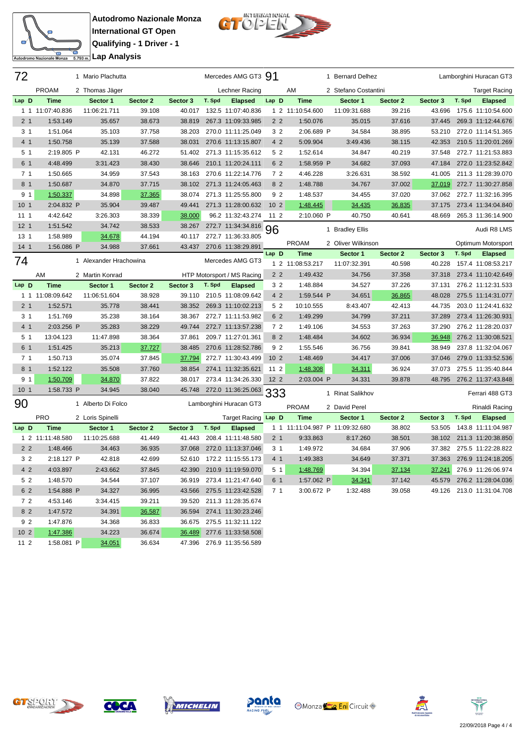**Autodromo Nazionale Monza**
**International GT Open**
**Qualifying - 1 Driver - 1**
**Lap Analysis**

## 72 — 1 Mario Plachutta / 2 Thomas Jäger — PROAM — Mercedes AMG GT3 — Lechner Racing

| Lap | D | Time | Sector 1 | Sector 2 | Sector 3 | T. Spd | Elapsed |
|---|---|---|---|---|---|---|---|
| 1 | 1 | 11:07:40.836 | 11:06:21.711 | 39.108 | 40.017 | 132.5 | 11:07:40.836 |
| 2 | 1 | 1:53.149 | 35.657 | 38.673 | 38.819 | 267.3 | 11:09:33.985 |
| 3 | 1 | 1:51.064 | 35.103 | 37.758 | 38.203 | 270.0 | 11:11:25.049 |
| 4 | 1 | 1:50.758 | 35.139 | 37.588 | 38.031 | 270.6 | 11:13:15.807 |
| 5 | 1 | 2:19.805 P | 42.131 | 46.272 | 51.402 | 271.3 | 11:15:35.612 |
| 6 | 1 | 4:48.499 | 3:31.423 | 38.430 | 38.646 | 210.1 | 11:20:24.111 |
| 7 | 1 | 1:50.665 | 34.959 | 37.543 | 38.163 | 270.6 | 11:22:14.776 |
| 8 | 1 | 1:50.687 | 34.870 | 37.715 | 38.102 | 271.3 | 11:24:05.463 |
| 9 | 1 | 1:50.337 | 34.898 | 37.365 | 38.074 | 271.3 | 11:25:55.800 |
| 10 | 1 | 2:04.832 P | 35.904 | 39.487 | 49.441 | 271.3 | 11:28:00.632 |
| 11 | 1 | 4:42.642 | 3:26.303 | 38.339 | 38.000 | 96.2 | 11:32:43.274 |
| 12 | 1 | 1:51.542 | 34.742 | 38.533 | 38.267 | 272.7 | 11:34:34.816 |
| 13 | 1 | 1:58.989 | 34.678 | 44.194 | 40.117 | 272.7 | 11:36:33.805 |
| 14 | 1 | 1:56.086 P | 34.988 | 37.661 | 43.437 | 270.6 | 11:38:29.891 |

## 74 — 1 Alexander Hrachowina / 2 Martin Konrad — AM — Mercedes AMG GT3 — HTP Motorsport / MS Racing

| Lap | D | Time | Sector 1 | Sector 2 | Sector 3 | T. Spd | Elapsed |
|---|---|---|---|---|---|---|---|
| 1 | 1 | 11:08:09.642 | 11:06:51.604 | 38.928 | 39.110 | 210.5 | 11:08:09.642 |
| 2 | 1 | 1:52.571 | 35.778 | 38.441 | 38.352 | 269.3 | 11:10:02.213 |
| 3 | 1 | 1:51.769 | 35.238 | 38.164 | 38.367 | 272.7 | 11:11:53.982 |
| 4 | 1 | 2:03.256 P | 35.283 | 38.229 | 49.744 | 272.7 | 11:13:57.238 |
| 5 | 1 | 13:04.123 | 11:47.898 | 38.364 | 37.861 | 209.7 | 11:27:01.361 |
| 6 | 1 | 1:51.425 | 35.213 | 37.727 | 38.485 | 270.6 | 11:28:52.786 |
| 7 | 1 | 1:50.713 | 35.074 | 37.845 | 37.794 | 272.7 | 11:30:43.499 |
| 8 | 1 | 1:52.122 | 35.508 | 37.760 | 38.854 | 274.1 | 11:32:35.621 |
| 9 | 1 | 1:50.709 | 34.870 | 37.822 | 38.017 | 273.4 | 11:34:26.330 |
| 10 | 1 | 1:58.733 P | 34.945 | 38.040 | 45.748 | 272.0 | 11:36:25.063 |

## 90 — 1 Alberto Di Folco / 2 Loris Spinelli — PRO — Lamborghini Huracan GT3 — Target Racing

| Lap | D | Time | Sector 1 | Sector 2 | Sector 3 | T. Spd | Elapsed |
|---|---|---|---|---|---|---|---|
| 1 | 2 | 11:11:48.580 | 11:10:25.688 | 41.449 | 41.443 | 208.4 | 11:11:48.580 |
| 2 | 2 | 1:48.466 | 34.463 | 36.935 | 37.068 | 272.0 | 11:13:37.046 |
| 3 | 2 | 2:18.127 P | 42.818 | 42.699 | 52.610 | 172.2 | 11:15:55.173 |
| 4 | 2 | 4:03.897 | 2:43.662 | 37.845 | 42.390 | 210.9 | 11:19:59.070 |
| 5 | 2 | 1:48.570 | 34.544 | 37.107 | 36.919 | 273.4 | 11:21:47.640 |
| 6 | 2 | 1:54.888 P | 34.327 | 36.995 | 43.566 | 275.5 | 11:23:42.528 |
| 7 | 2 | 4:53.146 | 3:34.415 | 39.211 | 39.520 | 211.3 | 11:28:35.674 |
| 8 | 2 | 1:47.572 | 34.391 | 36.587 | 36.594 | 274.1 | 11:30:23.246 |
| 9 | 2 | 1:47.876 | 34.368 | 36.833 | 36.675 | 275.5 | 11:32:11.122 |
| 10 | 2 | 1:47.386 | 34.223 | 36.674 | 36.489 | 277.6 | 11:33:58.508 |
| 11 | 2 | 1:58.081 P | 34.051 | 36.634 | 47.396 | 276.9 | 11:35:56.589 |

## 91 — 1 Bernard Delhez / 2 Stefano Costantini — AM — Lamborghini Huracan GT3 — Target Racing

| Lap | D | Time | Sector 1 | Sector 2 | Sector 3 | T. Spd | Elapsed |
|---|---|---|---|---|---|---|---|
| 1 | 2 | 11:10:54.600 | 11:09:31.688 | 39.216 | 43.696 | 175.6 | 11:10:54.600 |
| 2 | 2 | 1:50.076 | 35.015 | 37.616 | 37.445 | 269.3 | 11:12:44.676 |
| 3 | 2 | 2:06.689 P | 34.584 | 38.895 | 53.210 | 272.0 | 11:14:51.365 |
| 4 | 2 | 5:09.904 | 3:49.436 | 38.115 | 42.353 | 210.5 | 11:20:01.269 |
| 5 | 2 | 1:52.614 | 34.847 | 40.219 | 37.548 | 272.7 | 11:21:53.883 |
| 6 | 2 | 1:58.959 P | 34.682 | 37.093 | 47.184 | 272.0 | 11:23:52.842 |
| 7 | 2 | 4:46.228 | 3:26.631 | 38.592 | 41.005 | 211.3 | 11:28:39.070 |
| 8 | 2 | 1:48.788 | 34.767 | 37.002 | 37.019 | 272.7 | 11:30:27.858 |
| 9 | 2 | 1:48.537 | 34.455 | 37.020 | 37.062 | 272.7 | 11:32:16.395 |
| 10 | 2 | 1:48.445 | 34.435 | 36.835 | 37.175 | 273.4 | 11:34:04.840 |
| 11 | 2 | 2:10.060 P | 40.750 | 40.641 | 48.669 | 265.3 | 11:36:14.900 |

## 96 — 1 Bradley Ellis / 2 Oliver Wilkinson — PROAM — Audi R8 LMS — Optimum Motorsport

| Lap | D | Time | Sector 1 | Sector 2 | Sector 3 | T. Spd | Elapsed |
|---|---|---|---|---|---|---|---|
| 1 | 2 | 11:08:53.217 | 11:07:32.391 | 40.598 | 40.228 | 157.4 | 11:08:53.217 |
| 2 | 2 | 1:49.432 | 34.756 | 37.358 | 37.318 | 273.4 | 11:10:42.649 |
| 3 | 2 | 1:48.884 | 34.527 | 37.226 | 37.131 | 276.2 | 11:12:31.533 |
| 4 | 2 | 1:59.544 P | 34.651 | 36.865 | 48.028 | 275.5 | 11:14:31.077 |
| 5 | 2 | 10:10.555 | 8:43.407 | 42.413 | 44.735 | 203.0 | 11:24:41.632 |
| 6 | 2 | 1:49.299 | 34.799 | 37.211 | 37.289 | 273.4 | 11:26:30.931 |
| 7 | 2 | 1:49.106 | 34.553 | 37.263 | 37.290 | 276.2 | 11:28:20.037 |
| 8 | 2 | 1:48.484 | 34.602 | 36.934 | 36.948 | 276.2 | 11:30:08.521 |
| 9 | 2 | 1:55.546 | 36.756 | 39.841 | 38.949 | 237.8 | 11:32:04.067 |
| 10 | 2 | 1:48.469 | 34.417 | 37.006 | 37.046 | 279.0 | 11:33:52.536 |
| 11 | 2 | 1:48.308 | 34.311 | 36.924 | 37.073 | 275.5 | 11:35:40.844 |
| 12 | 2 | 2:03.004 P | 34.331 | 39.878 | 48.795 | 276.2 | 11:37:43.848 |

## 333 — 1 Rinat Salikhov / 2 David Perel — PROAM — Ferrari 488 GT3 — Rinaldi Racing

| Lap | D | Time | Sector 1 | Sector 2 | Sector 3 | T. Spd | Elapsed |
|---|---|---|---|---|---|---|---|
| 1 | 1 | 11:11:04.987 P | 11:09:32.680 | 38.802 | 53.505 | 143.8 | 11:11:04.987 |
| 2 | 1 | 9:33.863 | 8:17.260 | 38.501 | 38.102 | 211.3 | 11:20:38.850 |
| 3 | 1 | 1:49.972 | 34.684 | 37.906 | 37.382 | 275.5 | 11:22:28.822 |
| 4 | 1 | 1:49.383 | 34.649 | 37.371 | 37.363 | 276.9 | 11:24:18.205 |
| 5 | 1 | 1:48.769 | 34.394 | 37.134 | 37.241 | 276.9 | 11:26:06.974 |
| 6 | 1 | 1:57.062 P | 34.341 | 37.142 | 45.579 | 276.2 | 11:28:04.036 |
| 7 | 1 | 3:00.672 P | 1:32.488 | 39.058 | 49.126 | 213.0 | 11:31:04.708 |

22/09/2018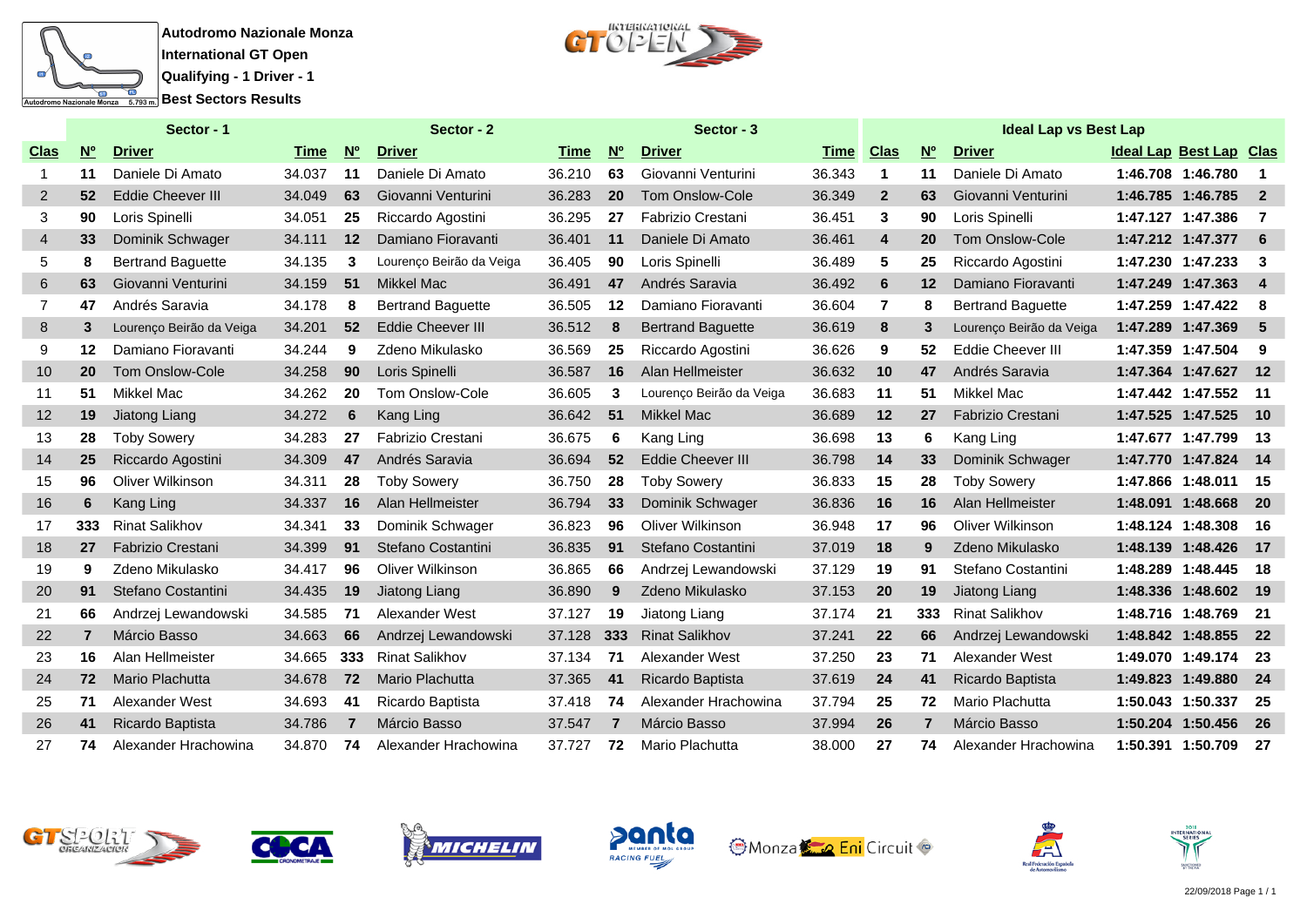**Autodromo Nazionale Monza**
**International GT Open**
**Qualifying - 1 Driver - 1**
**Best Sectors Results**

| Sector - 1 | | | | Sector - 2 | | | Sector - 3 | | | Ideal Lap vs Best Lap | | | | | |
|---|---|---|---|---|---|---|---|---|---|---|---|---|---|---|---|
| Clas | Nº | Driver | Time | Nº | Driver | Time | Nº | Driver | Time | Clas | Nº | Driver | Ideal Lap | Best Lap | Clas |
| 1 | 11 | Daniele Di Amato | 34.037 | 11 | Daniele Di Amato | 36.210 | 63 | Giovanni Venturini | 36.343 | 1 | 11 | Daniele Di Amato | 1:46.708 | 1:46.780 | 1 |
| 2 | 52 | Eddie Cheever III | 34.049 | 63 | Giovanni Venturini | 36.283 | 20 | Tom Onslow-Cole | 36.349 | 2 | 63 | Giovanni Venturini | 1:46.785 | 1:46.785 | 2 |
| 3 | 90 | Loris Spinelli | 34.051 | 25 | Riccardo Agostini | 36.295 | 27 | Fabrizio Crestani | 36.451 | 3 | 90 | Loris Spinelli | 1:47.127 | 1:47.386 | 7 |
| 4 | 33 | Dominik Schwager | 34.111 | 12 | Damiano Fioravanti | 36.401 | 11 | Daniele Di Amato | 36.461 | 4 | 20 | Tom Onslow-Cole | 1:47.212 | 1:47.377 | 6 |
| 5 | 8 | Bertrand Baguette | 34.135 | 3 | Lourenço Beirão da Veiga | 36.405 | 90 | Loris Spinelli | 36.489 | 5 | 25 | Riccardo Agostini | 1:47.230 | 1:47.233 | 3 |
| 6 | 63 | Giovanni Venturini | 34.159 | 51 | Mikkel Mac | 36.491 | 47 | Andrés Saravia | 36.492 | 6 | 12 | Damiano Fioravanti | 1:47.249 | 1:47.363 | 4 |
| 7 | 47 | Andrés Saravia | 34.178 | 8 | Bertrand Baguette | 36.505 | 12 | Damiano Fioravanti | 36.604 | 7 | 8 | Bertrand Baguette | 1:47.259 | 1:47.422 | 8 |
| 8 | 3 | Lourenço Beirão da Veiga | 34.201 | 52 | Eddie Cheever III | 36.512 | 8 | Bertrand Baguette | 36.619 | 8 | 3 | Lourenço Beirão da Veiga | 1:47.289 | 1:47.369 | 5 |
| 9 | 12 | Damiano Fioravanti | 34.244 | 9 | Zdeno Mikulasko | 36.569 | 25 | Riccardo Agostini | 36.626 | 9 | 52 | Eddie Cheever III | 1:47.359 | 1:47.504 | 9 |
| 10 | 20 | Tom Onslow-Cole | 34.258 | 90 | Loris Spinelli | 36.587 | 16 | Alan Hellmeister | 36.632 | 10 | 47 | Andrés Saravia | 1:47.364 | 1:47.627 | 12 |
| 11 | 51 | Mikkel Mac | 34.262 | 20 | Tom Onslow-Cole | 36.605 | 3 | Lourenço Beirão da Veiga | 36.683 | 11 | 51 | Mikkel Mac | 1:47.442 | 1:47.552 | 11 |
| 12 | 19 | Jiatong Liang | 34.272 | 6 | Kang Ling | 36.642 | 51 | Mikkel Mac | 36.689 | 12 | 27 | Fabrizio Crestani | 1:47.525 | 1:47.525 | 10 |
| 13 | 28 | Toby Sowery | 34.283 | 27 | Fabrizio Crestani | 36.675 | 6 | Kang Ling | 36.698 | 13 | 6 | Kang Ling | 1:47.677 | 1:47.799 | 13 |
| 14 | 25 | Riccardo Agostini | 34.309 | 47 | Andrés Saravia | 36.694 | 52 | Eddie Cheever III | 36.798 | 14 | 33 | Dominik Schwager | 1:47.770 | 1:47.824 | 14 |
| 15 | 96 | Oliver Wilkinson | 34.311 | 28 | Toby Sowery | 36.750 | 28 | Toby Sowery | 36.833 | 15 | 28 | Toby Sowery | 1:47.866 | 1:48.011 | 15 |
| 16 | 6 | Kang Ling | 34.337 | 16 | Alan Hellmeister | 36.794 | 33 | Dominik Schwager | 36.836 | 16 | 16 | Alan Hellmeister | 1:48.091 | 1:48.668 | 20 |
| 17 | 333 | Rinat Salikhov | 34.341 | 33 | Dominik Schwager | 36.823 | 96 | Oliver Wilkinson | 36.948 | 17 | 96 | Oliver Wilkinson | 1:48.124 | 1:48.308 | 16 |
| 18 | 27 | Fabrizio Crestani | 34.399 | 91 | Stefano Costantini | 36.835 | 91 | Stefano Costantini | 37.019 | 18 | 9 | Zdeno Mikulasko | 1:48.139 | 1:48.426 | 17 |
| 19 | 9 | Zdeno Mikulasko | 34.417 | 96 | Oliver Wilkinson | 36.865 | 66 | Andrzej Lewandowski | 37.129 | 19 | 91 | Stefano Costantini | 1:48.289 | 1:48.445 | 18 |
| 20 | 91 | Stefano Costantini | 34.435 | 19 | Jiatong Liang | 36.890 | 9 | Zdeno Mikulasko | 37.153 | 20 | 19 | Jiatong Liang | 1:48.336 | 1:48.602 | 19 |
| 21 | 66 | Andrzej Lewandowski | 34.585 | 71 | Alexander West | 37.127 | 19 | Jiatong Liang | 37.174 | 21 | 333 | Rinat Salikhov | 1:48.716 | 1:48.769 | 21 |
| 22 | 7 | Márcio Basso | 34.663 | 66 | Andrzej Lewandowski | 37.128 | 333 | Rinat Salikhov | 37.241 | 22 | 66 | Andrzej Lewandowski | 1:48.842 | 1:48.855 | 22 |
| 23 | 16 | Alan Hellmeister | 34.665 | 333 | Rinat Salikhov | 37.134 | 71 | Alexander West | 37.250 | 23 | 71 | Alexander West | 1:49.070 | 1:49.174 | 23 |
| 24 | 72 | Mario Plachutta | 34.678 | 72 | Mario Plachutta | 37.365 | 41 | Ricardo Baptista | 37.619 | 24 | 41 | Ricardo Baptista | 1:49.823 | 1:49.880 | 24 |
| 25 | 71 | Alexander West | 34.693 | 41 | Ricardo Baptista | 37.418 | 74 | Alexander Hrachowina | 37.794 | 25 | 72 | Mario Plachutta | 1:50.043 | 1:50.337 | 25 |
| 26 | 41 | Ricardo Baptista | 34.786 | 7 | Márcio Basso | 37.547 | 7 | Márcio Basso | 37.994 | 26 | 7 | Márcio Basso | 1:50.204 | 1:50.456 | 26 |
| 27 | 74 | Alexander Hrachowina | 34.870 | 74 | Alexander Hrachowina | 37.727 | 72 | Mario Plachutta | 38.000 | 27 | 74 | Alexander Hrachowina | 1:50.391 | 1:50.709 | 27 |

22/09/2018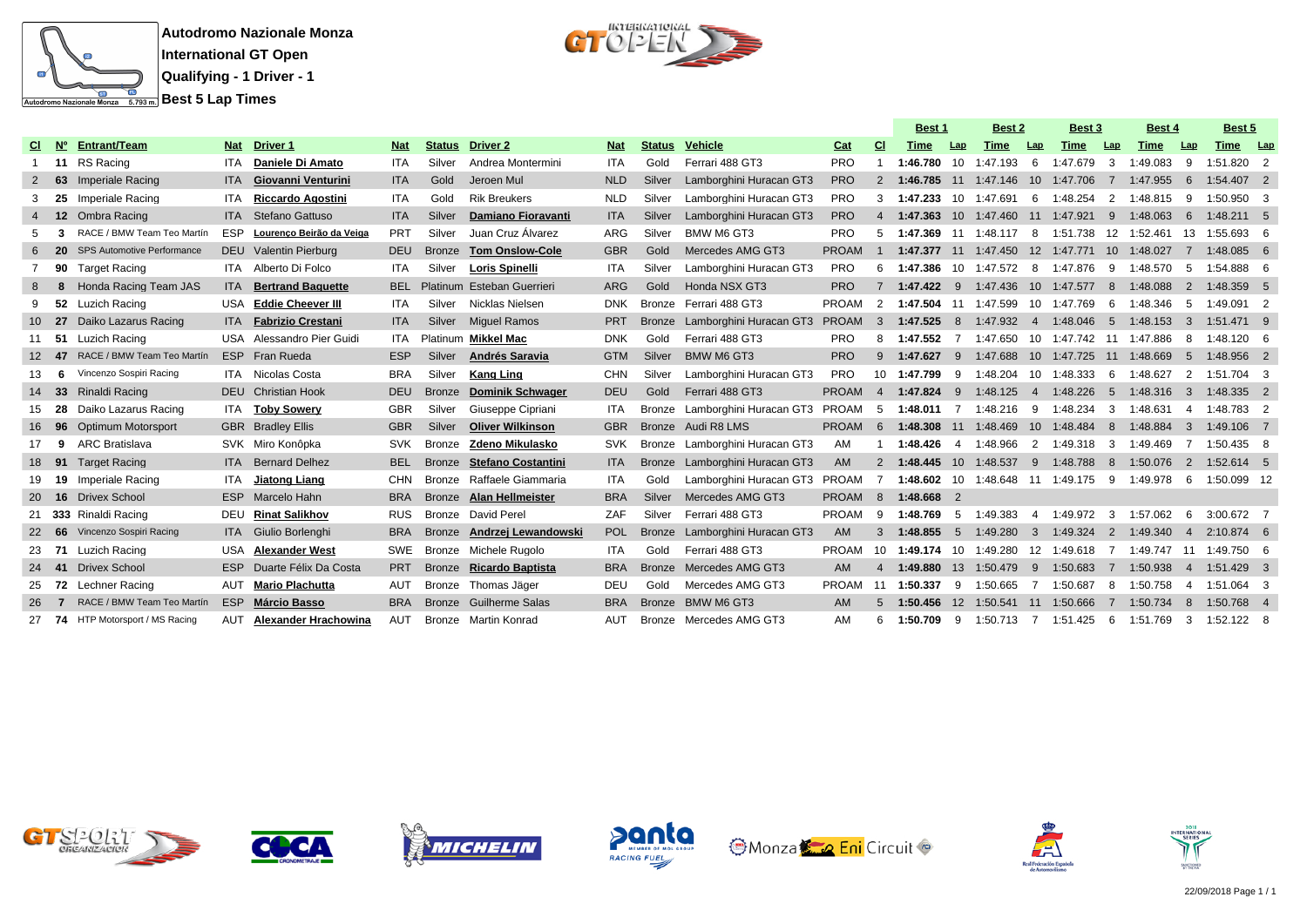**Autodromo Nazionale Monza**

**International GT Open**

**Qualifying - 1 Driver - 1**

**Best 5 Lap Times**

| Cl | Nº | Entrant/Team | Nat | Driver 1 | Nat | Status | Driver 2 | Nat | Status | Vehicle | Cat | Cl | Best 1 | | Best 2 | | Best 3 | | Best 4 | | Best 5 | |
|---|---|---|---|---|---|---|---|---|---|---|---|---|---|---|---|---|---|---|---|---|---|---|
| | | | | | | | | | | | | | Time | Lap | Time | Lap | Time | Lap | Time | Lap | Time | Lap |
| 1 | 11 | RS Racing | ITA | Daniele Di Amato | ITA | Silver | Andrea Montermini | ITA | Gold | Ferrari 488 GT3 | PRO | 1 | 1:46.780 | 10 | 1:47.193 | 6 | 1:47.679 | 3 | 1:49.083 | 9 | 1:51.820 | 2 |
| 2 | 63 | Imperiale Racing | ITA | Giovanni Venturini | ITA | Gold | Jeroen Mul | NLD | Silver | Lamborghini Huracan GT3 | PRO | 2 | 1:46.785 | 11 | 1:47.146 | 10 | 1:47.706 | 7 | 1:47.955 | 6 | 1:54.407 | 2 |
| 3 | 25 | Imperiale Racing | ITA | Riccardo Agostini | ITA | Gold | Rik Breukers | NLD | Silver | Lamborghini Huracan GT3 | PRO | 3 | 1:47.233 | 10 | 1:47.691 | 6 | 1:48.254 | 2 | 1:48.815 | 9 | 1:50.950 | 3 |
| 4 | 12 | Ombra Racing | ITA | Stefano Gattuso | ITA | Silver | Damiano Fioravanti | ITA | Silver | Lamborghini Huracan GT3 | PRO | 4 | 1:47.363 | 10 | 1:47.460 | 11 | 1:47.921 | 9 | 1:48.063 | 6 | 1:48.211 | 5 |
| 5 | 3 | RACE / BMW Team Teo Martín | ESP | Lourenço Beirão da Veiga | PRT | Silver | Juan Cruz Álvarez | ARG | Silver | BMW M6 GT3 | PRO | 5 | 1:47.369 | 11 | 1:48.117 | 8 | 1:51.738 | 12 | 1:52.461 | 13 | 1:55.693 | 6 |
| 6 | 20 | SPS Automotive Performance | DEU | Valentin Pierburg | DEU | Bronze | Tom Onslow-Cole | GBR | Gold | Mercedes AMG GT3 | PROAM | 1 | 1:47.377 | 11 | 1:47.450 | 12 | 1:47.771 | 10 | 1:48.027 | 7 | 1:48.085 | 6 |
| 7 | 90 | Target Racing | ITA | Alberto Di Folco | ITA | Silver | Loris Spinelli | ITA | Silver | Lamborghini Huracan GT3 | PRO | 6 | 1:47.386 | 10 | 1:47.572 | 8 | 1:47.876 | 9 | 1:48.570 | 5 | 1:54.888 | 6 |
| 8 | 8 | Honda Racing Team JAS | ITA | Bertrand Baguette | BEL | Platinum | Esteban Guerrieri | ARG | Gold | Honda NSX GT3 | PRO | 7 | 1:47.422 | 9 | 1:47.436 | 10 | 1:47.577 | 8 | 1:48.088 | 2 | 1:48.359 | 5 |
| 9 | 52 | Luzich Racing | USA | Eddie Cheever III | ITA | Silver | Nicklas Nielsen | DNK | Bronze | Ferrari 488 GT3 | PROAM | 2 | 1:47.504 | 11 | 1:47.599 | 10 | 1:47.769 | 6 | 1:48.346 | 5 | 1:49.091 | 2 |
| 10 | 27 | Daiko Lazarus Racing | ITA | Fabrizio Crestani | ITA | Silver | Miguel Ramos | PRT | Bronze | Lamborghini Huracan GT3 | PROAM | 3 | 1:47.525 | 8 | 1:47.932 | 4 | 1:48.046 | 5 | 1:48.153 | 3 | 1:51.471 | 9 |
| 11 | 51 | Luzich Racing | USA | Alessandro Pier Guidi | ITA | Platinum | Mikkel Mac | DNK | Gold | Ferrari 488 GT3 | PRO | 8 | 1:47.552 | 7 | 1:47.650 | 10 | 1:47.742 | 11 | 1:47.886 | 8 | 1:48.120 | 6 |
| 12 | 47 | RACE / BMW Team Teo Martín | ESP | Fran Rueda | ESP | Silver | Andrés Saravia | GTM | Silver | BMW M6 GT3 | PRO | 9 | 1:47.627 | 9 | 1:47.688 | 10 | 1:47.725 | 11 | 1:48.669 | 5 | 1:48.956 | 2 |
| 13 | 6 | Vincenzo Sospiri Racing | ITA | Nicolas Costa | BRA | Silver | Kang Ling | CHN | Silver | Lamborghini Huracan GT3 | PRO | 10 | 1:47.799 | 9 | 1:48.204 | 10 | 1:48.333 | 6 | 1:48.627 | 2 | 1:51.704 | 3 |
| 14 | 33 | Rinaldi Racing | DEU | Christian Hook | DEU | Bronze | Dominik Schwager | DEU | Gold | Ferrari 488 GT3 | PROAM | 4 | 1:47.824 | 9 | 1:48.125 | 4 | 1:48.226 | 5 | 1:48.316 | 3 | 1:48.335 | 2 |
| 15 | 28 | Daiko Lazarus Racing | ITA | Toby Sowery | GBR | Silver | Giuseppe Cipriani | ITA | Bronze | Lamborghini Huracan GT3 | PROAM | 5 | 1:48.011 | 7 | 1:48.216 | 9 | 1:48.234 | 3 | 1:48.631 | 4 | 1:48.783 | 2 |
| 16 | 96 | Optimum Motorsport | GBR | Bradley Ellis | GBR | Silver | Oliver Wilkinson | GBR | Bronze | Audi R8 LMS | PROAM | 6 | 1:48.308 | 11 | 1:48.469 | 10 | 1:48.484 | 8 | 1:48.884 | 3 | 1:49.106 | 7 |
| 17 | 9 | ARC Bratislava | SVK | Miro Konôpka | SVK | Bronze | Zdeno Mikulasko | SVK | Bronze | Lamborghini Huracan GT3 | AM | 1 | 1:48.426 | 4 | 1:48.966 | 2 | 1:49.318 | 3 | 1:49.469 | 7 | 1:50.435 | 8 |
| 18 | 91 | Target Racing | ITA | Bernard Delhez | BEL | Bronze | Stefano Costantini | ITA | Bronze | Lamborghini Huracan GT3 | AM | 2 | 1:48.445 | 10 | 1:48.537 | 9 | 1:48.788 | 8 | 1:50.076 | 2 | 1:52.614 | 5 |
| 19 | 19 | Imperiale Racing | ITA | Jiatong Liang | CHN | Bronze | Raffaele Giammaria | ITA | Gold | Lamborghini Huracan GT3 | PROAM | 7 | 1:48.602 | 10 | 1:48.648 | 11 | 1:49.175 | 9 | 1:49.978 | 6 | 1:50.099 | 12 |
| 20 | 16 | Drivex School | ESP | Marcelo Hahn | BRA | Bronze | Alan Hellmeister | BRA | Silver | Mercedes AMG GT3 | PROAM | 8 | 1:48.668 | 2 | | | | | | | | |
| 21 | 333 | Rinaldi Racing | DEU | Rinat Salikhov | RUS | Bronze | David Perel | ZAF | Silver | Ferrari 488 GT3 | PROAM | 9 | 1:48.769 | 5 | 1:49.383 | 4 | 1:49.972 | 3 | 1:57.062 | 6 | 3:00.672 | 7 |
| 22 | 66 | Vincenzo Sospiri Racing | ITA | Giulio Borlenghi | BRA | Bronze | Andrzej Lewandowski | POL | Bronze | Lamborghini Huracan GT3 | AM | 3 | 1:48.855 | 5 | 1:49.280 | 3 | 1:49.324 | 2 | 1:49.340 | 4 | 2:10.874 | 6 |
| 23 | 71 | Luzich Racing | USA | Alexander West | SWE | Bronze | Michele Rugolo | ITA | Gold | Ferrari 488 GT3 | PROAM | 10 | 1:49.174 | 10 | 1:49.280 | 12 | 1:49.618 | 7 | 1:49.747 | 11 | 1:49.750 | 6 |
| 24 | 41 | Drivex School | ESP | Duarte Félix Da Costa | PRT | Bronze | Ricardo Baptista | BRA | Bronze | Mercedes AMG GT3 | AM | 4 | 1:49.880 | 13 | 1:50.479 | 9 | 1:50.683 | 7 | 1:50.938 | 4 | 1:51.429 | 3 |
| 25 | 72 | Lechner Racing | AUT | Mario Plachutta | AUT | Bronze | Thomas Jäger | DEU | Gold | Mercedes AMG GT3 | PROAM | 11 | 1:50.337 | 9 | 1:50.665 | 7 | 1:50.687 | 8 | 1:50.758 | 4 | 1:51.064 | 3 |
| 26 | 7 | RACE / BMW Team Teo Martín | ESP | Márcio Basso | BRA | Bronze | Guilherme Salas | BRA | Bronze | BMW M6 GT3 | AM | 5 | 1:50.456 | 12 | 1:50.541 | 11 | 1:50.666 | 7 | 1:50.734 | 8 | 1:50.768 | 4 |
| 27 | 74 | HTP Motorsport / MS Racing | AUT | Alexander Hrachowina | AUT | Bronze | Martin Konrad | AUT | Bronze | Mercedes AMG GT3 | AM | 6 | 1:50.709 | 9 | 1:50.713 | 7 | 1:51.425 | 6 | 1:51.769 | 3 | 1:52.122 | 8 |

22/09/2018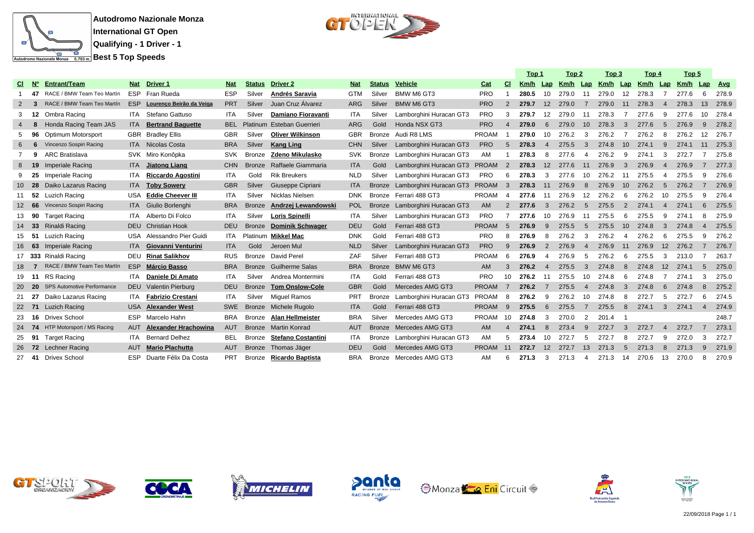**Autodromo Nazionale Monza**

**International GT Open**

**Qualifying - 1 Driver - 1**

**Best 5 Top Speeds**

| Cl | Nº | Entrant/Team | Nat | Driver 1 | Nat | Status | Driver 2 | Nat | Status | Vehicle | Cat | Cl | Top 1 Km/h | Lap | Top 2 Km/h | Lap | Top 3 Km/h | Lap | Top 4 Km/h | Lap | Top 5 Km/h | Lap | Avg |
|---|---|---|---|---|---|---|---|---|---|---|---|---|---|---|---|---|---|---|---|---|---|---|---|
| 1 | 47 | RACE / BMW Team Teo Martín | ESP | Fran Rueda | ESP | Silver | **Andrés Saravia** | GTM | Silver | BMW M6 GT3 | PRO | 1 | **280.5** | 10 | 279.0 | 11 | 279.0 | 12 | 278.3 | 7 | 277.6 | 6 | 278.9 |
| 2 | 3 | RACE / BMW Team Teo Martín | ESP | **Lourenço Beirão da Veiga** | PRT | Silver | Juan Cruz Álvarez | ARG | Silver | BMW M6 GT3 | PRO | 2 | **279.7** | 12 | 279.0 | 7 | 279.0 | 11 | 278.3 | 4 | 278.3 | 13 | 278.9 |
| 3 | 12 | Ombra Racing | ITA | Stefano Gattuso | ITA | Silver | **Damiano Fioravanti** | ITA | Silver | Lamborghini Huracan GT3 | PRO | 3 | **279.7** | 12 | 279.0 | 11 | 278.3 | 7 | 277.6 | 9 | 277.6 | 10 | 278.4 |
| 4 | 8 | Honda Racing Team JAS | ITA | **Bertrand Baguette** | BEL | Platinum | Esteban Guerrieri | ARG | Gold | Honda NSX GT3 | PRO | 4 | **279.0** | 6 | 279.0 | 10 | 278.3 | 3 | 277.6 | 5 | 276.9 | 9 | 278.2 |
| 5 | 96 | Optimum Motorsport | GBR | Bradley Ellis | GBR | Silver | **Oliver Wilkinson** | GBR | Bronze | Audi R8 LMS | PROAM | 1 | **279.0** | 10 | 276.2 | 3 | 276.2 | 7 | 276.2 | 8 | 276.2 | 12 | 276.7 |
| 6 | 6 | Vincenzo Sospiri Racing | ITA | Nicolas Costa | BRA | Silver | **Kang Ling** | CHN | Silver | Lamborghini Huracan GT3 | PRO | 5 | **278.3** | 4 | 275.5 | 3 | 274.8 | 10 | 274.1 | 9 | 274.1 | 11 | 275.3 |
| 7 | 9 | ARC Bratislava | SVK | Miro Konôpka | SVK | Bronze | **Zdeno Mikulasko** | SVK | Bronze | Lamborghini Huracan GT3 | AM | 1 | **278.3** | 8 | 277.6 | 4 | 276.2 | 9 | 274.1 | 3 | 272.7 | 7 | 275.8 |
| 8 | 19 | Imperiale Racing | ITA | **Jiatong Liang** | CHN | Bronze | Raffaele Giammaria | ITA | Gold | Lamborghini Huracan GT3 | PROAM | 2 | **278.3** | 12 | 277.6 | 11 | 276.9 | 3 | 276.9 | 4 | 276.9 | 7 | 277.3 |
| 9 | 25 | Imperiale Racing | ITA | **Riccardo Agostini** | ITA | Gold | Rik Breukers | NLD | Silver | Lamborghini Huracan GT3 | PRO | 6 | **278.3** | 3 | 277.6 | 10 | 276.2 | 11 | 275.5 | 4 | 275.5 | 9 | 276.6 |
| 10 | 28 | Daiko Lazarus Racing | ITA | **Toby Sowery** | GBR | Silver | Giuseppe Cipriani | ITA | Bronze | Lamborghini Huracan GT3 | PROAM | 3 | **278.3** | 11 | 276.9 | 8 | 276.9 | 10 | 276.2 | 5 | 276.2 | 7 | 276.9 |
| 11 | 52 | Luzich Racing | USA | **Eddie Cheever III** | ITA | Silver | Nicklas Nielsen | DNK | Bronze | Ferrari 488 GT3 | PROAM | 4 | **277.6** | 11 | 276.9 | 12 | 276.2 | 6 | 276.2 | 10 | 275.5 | 9 | 276.4 |
| 12 | 66 | Vincenzo Sospiri Racing | ITA | Giulio Borlenghi | BRA | Bronze | **Andrzej Lewandowski** | POL | Bronze | Lamborghini Huracan GT3 | AM | 2 | **277.6** | 3 | 276.2 | 5 | 275.5 | 2 | 274.1 | 4 | 274.1 | 6 | 275.5 |
| 13 | 90 | Target Racing | ITA | Alberto Di Folco | ITA | Silver | **Loris Spinelli** | ITA | Silver | Lamborghini Huracan GT3 | PRO | 7 | **277.6** | 10 | 276.9 | 11 | 275.5 | 6 | 275.5 | 9 | 274.1 | 8 | 275.9 |
| 14 | 33 | Rinaldi Racing | DEU | Christian Hook | DEU | Bronze | **Dominik Schwager** | DEU | Gold | Ferrari 488 GT3 | PROAM | 5 | **276.9** | 9 | 275.5 | 5 | 275.5 | 10 | 274.8 | 3 | 274.8 | 4 | 275.5 |
| 15 | 51 | Luzich Racing | USA | Alessandro Pier Guidi | ITA | Platinum | **Mikkel Mac** | DNK | Gold | Ferrari 488 GT3 | PRO | 8 | **276.9** | 8 | 276.2 | 3 | 276.2 | 4 | 276.2 | 6 | 275.5 | 9 | 276.2 |
| 16 | 63 | Imperiale Racing | ITA | **Giovanni Venturini** | ITA | Gold | Jeroen Mul | NLD | Silver | Lamborghini Huracan GT3 | PRO | 9 | **276.9** | 2 | 276.9 | 4 | 276.9 | 11 | 276.9 | 12 | 276.2 | 7 | 276.7 |
| 17 | 333 | Rinaldi Racing | DEU | **Rinat Salikhov** | RUS | Bronze | David Perel | ZAF | Silver | Ferrari 488 GT3 | PROAM | 6 | **276.9** | 4 | 276.9 | 5 | 276.2 | 6 | 275.5 | 3 | 213.0 | 7 | 263.7 |
| 18 | 7 | RACE / BMW Team Teo Martín | ESP | **Márcio Basso** | BRA | Bronze | Guilherme Salas | BRA | Bronze | BMW M6 GT3 | AM | 3 | **276.2** | 4 | 275.5 | 3 | 274.8 | 8 | 274.8 | 12 | 274.1 | 5 | 275.0 |
| 19 | 11 | RS Racing | ITA | **Daniele Di Amato** | ITA | Silver | Andrea Montermini | ITA | Gold | Ferrari 488 GT3 | PRO | 10 | **276.2** | 11 | 275.5 | 10 | 274.8 | 6 | 274.8 | 7 | 274.1 | 3 | 275.0 |
| 20 | 20 | SPS Automotive Performance | DEU | Valentin Pierburg | DEU | Bronze | **Tom Onslow-Cole** | GBR | Gold | Mercedes AMG GT3 | PROAM | 7 | **276.2** | 7 | 275.5 | 4 | 274.8 | 3 | 274.8 | 6 | 274.8 | 8 | 275.2 |
| 21 | 27 | Daiko Lazarus Racing | ITA | **Fabrizio Crestani** | ITA | Silver | Miguel Ramos | PRT | Bronze | Lamborghini Huracan GT3 | PROAM | 8 | **276.2** | 9 | 276.2 | 10 | 274.8 | 8 | 272.7 | 5 | 272.7 | 6 | 274.5 |
| 22 | 71 | Luzich Racing | USA | **Alexander West** | SWE | Bronze | Michele Rugolo | ITA | Gold | Ferrari 488 GT3 | PROAM | 9 | **275.5** | 6 | 275.5 | 7 | 275.5 | 8 | 274.1 | 3 | 274.1 | 4 | 274.9 |
| 23 | 16 | Drivex School | ESP | Marcelo Hahn | BRA | Bronze | **Alan Hellmeister** | BRA | Silver | Mercedes AMG GT3 | PROAM | 10 | **274.8** | 3 | 270.0 | 2 | 201.4 | 1 | | | | | 248.7 |
| 24 | 74 | HTP Motorsport / MS Racing | AUT | **Alexander Hrachowina** | AUT | Bronze | Martin Konrad | AUT | Bronze | Mercedes AMG GT3 | AM | 4 | **274.1** | 8 | 273.4 | 9 | 272.7 | 3 | 272.7 | 4 | 272.7 | 7 | 273.1 |
| 25 | 91 | Target Racing | ITA | Bernard Delhez | BEL | Bronze | **Stefano Costantini** | ITA | Bronze | Lamborghini Huracan GT3 | AM | 5 | **273.4** | 10 | 272.7 | 5 | 272.7 | 8 | 272.7 | 9 | 272.0 | 3 | 272.7 |
| 26 | 72 | Lechner Racing | AUT | **Mario Plachutta** | AUT | Bronze | Thomas Jäger | DEU | Gold | Mercedes AMG GT3 | PROAM | 11 | **272.7** | 12 | 272.7 | 13 | 271.3 | 5 | 271.3 | 8 | 271.3 | 9 | 271.9 |
| 27 | 41 | Drivex School | ESP | Duarte Félix Da Costa | PRT | Bronze | **Ricardo Baptista** | BRA | Bronze | Mercedes AMG GT3 | AM | 6 | **271.3** | 3 | 271.3 | 4 | 271.3 | 14 | 270.6 | 13 | 270.0 | 8 | 270.9 |

22/09/2018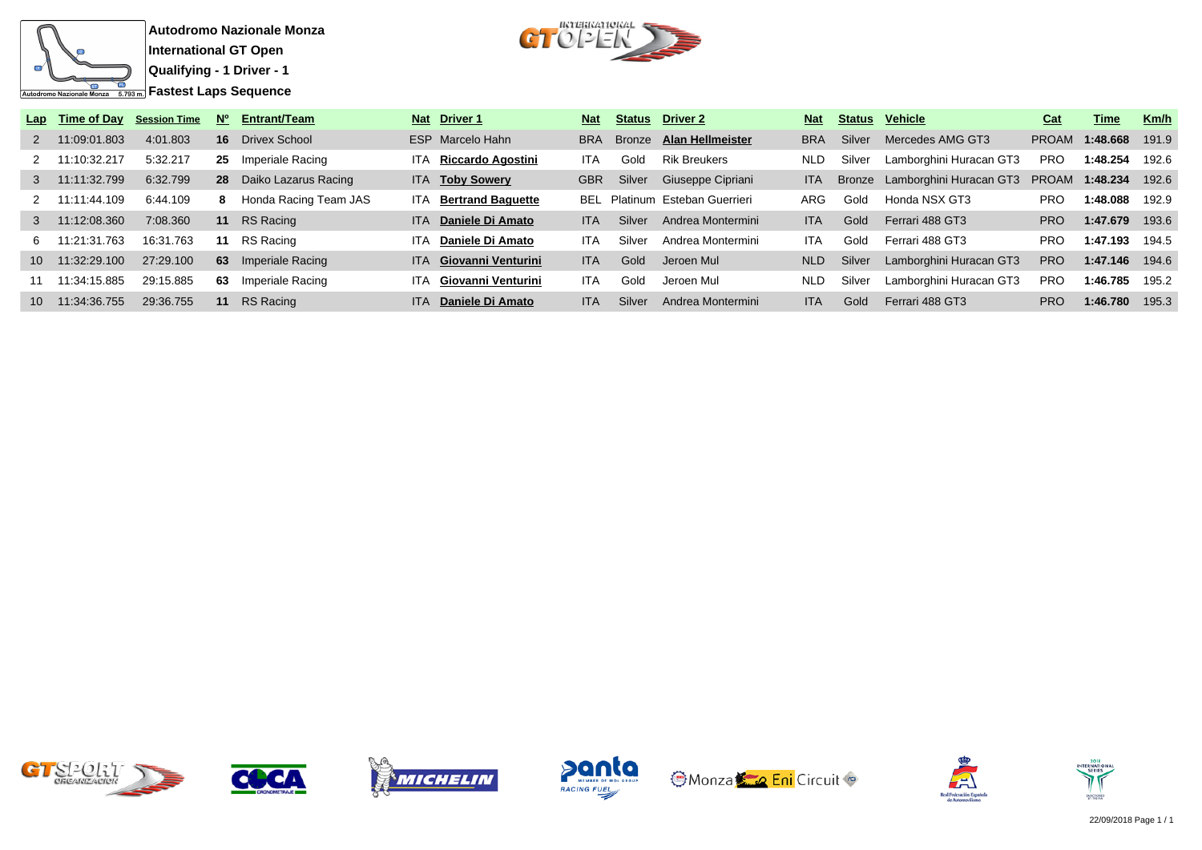**Autodromo Nazionale Monza**
**International GT Open**
**Qualifying - 1 Driver - 1**
**Fastest Laps Sequence**

| Lap | Time of Day | Session Time | Nº | Entrant/Team | Nat | Driver 1 | Nat | Status | Driver 2 | Nat | Status | Vehicle | Cat | Time | Km/h |
|---|---|---|---|---|---|---|---|---|---|---|---|---|---|---|---|
| 2 | 11:09:01.803 | 4:01.803 | **16** | Drivex School | ESP | Marcelo Hahn | BRA | Bronze | **Alan Hellmeister** | BRA | Silver | Mercedes AMG GT3 | PROAM | **1:48.668** | 191.9 |
| 2 | 11:10:32.217 | 5:32.217 | **25** | Imperiale Racing | ITA | **Riccardo Agostini** | ITA | Gold | Rik Breukers | NLD | Silver | Lamborghini Huracan GT3 | PRO | **1:48.254** | 192.6 |
| 3 | 11:11:32.799 | 6:32.799 | **28** | Daiko Lazarus Racing | ITA | **Toby Sowery** | GBR | Silver | Giuseppe Cipriani | ITA | Bronze | Lamborghini Huracan GT3 | PROAM | **1:48.234** | 192.6 |
| 2 | 11:11:44.109 | 6:44.109 | **8** | Honda Racing Team JAS | ITA | **Bertrand Baguette** | BEL | Platinum | Esteban Guerrieri | ARG | Gold | Honda NSX GT3 | PRO | **1:48.088** | 192.9 |
| 3 | 11:12:08.360 | 7:08.360 | **11** | RS Racing | ITA | **Daniele Di Amato** | ITA | Silver | Andrea Montermini | ITA | Gold | Ferrari 488 GT3 | PRO | **1:47.679** | 193.6 |
| 6 | 11:21:31.763 | 16:31.763 | **11** | RS Racing | ITA | **Daniele Di Amato** | ITA | Silver | Andrea Montermini | ITA | Gold | Ferrari 488 GT3 | PRO | **1:47.193** | 194.5 |
| 10 | 11:32:29.100 | 27:29.100 | **63** | Imperiale Racing | ITA | **Giovanni Venturini** | ITA | Gold | Jeroen Mul | NLD | Silver | Lamborghini Huracan GT3 | PRO | **1:47.146** | 194.6 |
| 11 | 11:34:15.885 | 29:15.885 | **63** | Imperiale Racing | ITA | **Giovanni Venturini** | ITA | Gold | Jeroen Mul | NLD | Silver | Lamborghini Huracan GT3 | PRO | **1:46.785** | 195.2 |
| 10 | 11:34:36.755 | 29:36.755 | **11** | RS Racing | ITA | **Daniele Di Amato** | ITA | Silver | Andrea Montermini | ITA | Gold | Ferrari 488 GT3 | PRO | **1:46.780** | 195.3 |

22/09/2018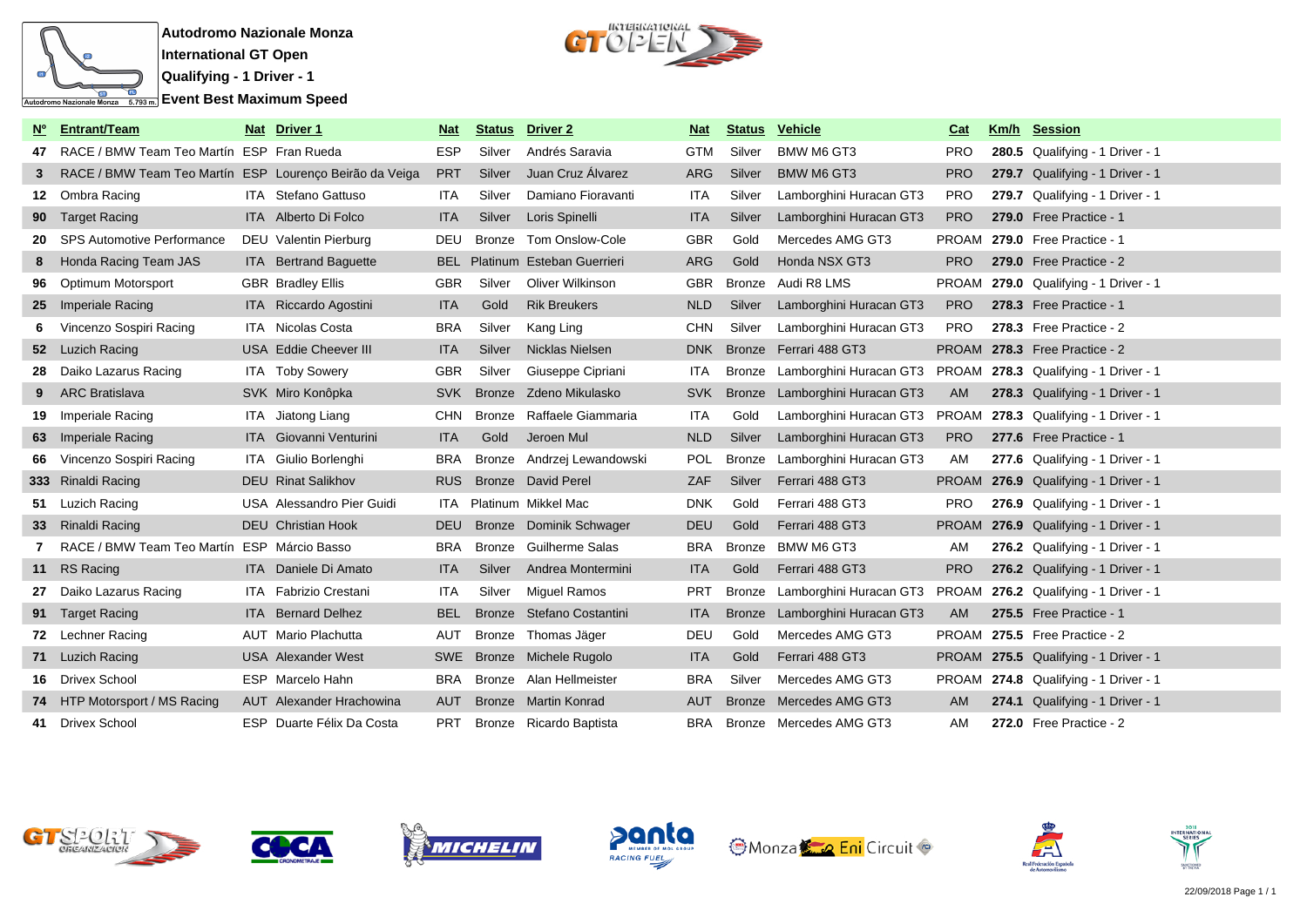**Autodromo Nazionale Monza**
**International GT Open**
**Qualifying - 1 Driver - 1**
**Event Best Maximum Speed**

| Nº | Entrant/Team | Nat | Driver 1 | Nat | Status | Driver 2 | Nat | Status | Vehicle | Cat | Km/h | Session |
|---|---|---|---|---|---|---|---|---|---|---|---|---|
| 47 | RACE / BMW Team Teo Martín | ESP | Fran Rueda | ESP | Silver | Andrés Saravia | GTM | Silver | BMW M6 GT3 | PRO | 280.5 | Qualifying - 1 Driver - 1 |
| 3 | RACE / BMW Team Teo Martín | ESP | Lourenço Beirão da Veiga | PRT | Silver | Juan Cruz Álvarez | ARG | Silver | BMW M6 GT3 | PRO | 279.7 | Qualifying - 1 Driver - 1 |
| 12 | Ombra Racing | ITA | Stefano Gattuso | ITA | Silver | Damiano Fioravanti | ITA | Silver | Lamborghini Huracan GT3 | PRO | 279.7 | Qualifying - 1 Driver - 1 |
| 90 | Target Racing | ITA | Alberto Di Folco | ITA | Silver | Loris Spinelli | ITA | Silver | Lamborghini Huracan GT3 | PRO | 279.0 | Free Practice - 1 |
| 20 | SPS Automotive Performance | DEU | Valentin Pierburg | DEU | Bronze | Tom Onslow-Cole | GBR | Gold | Mercedes AMG GT3 | PROAM | 279.0 | Free Practice - 1 |
| 8 | Honda Racing Team JAS | ITA | Bertrand Baguette | BEL | Platinum | Esteban Guerrieri | ARG | Gold | Honda NSX GT3 | PRO | 279.0 | Free Practice - 2 |
| 96 | Optimum Motorsport | GBR | Bradley Ellis | GBR | Silver | Oliver Wilkinson | GBR | Bronze | Audi R8 LMS | PROAM | 279.0 | Qualifying - 1 Driver - 1 |
| 25 | Imperiale Racing | ITA | Riccardo Agostini | ITA | Gold | Rik Breukers | NLD | Silver | Lamborghini Huracan GT3 | PRO | 278.3 | Free Practice - 1 |
| 6 | Vincenzo Sospiri Racing | ITA | Nicolas Costa | BRA | Silver | Kang Ling | CHN | Silver | Lamborghini Huracan GT3 | PRO | 278.3 | Free Practice - 2 |
| 52 | Luzich Racing | USA | Eddie Cheever III | ITA | Silver | Nicklas Nielsen | DNK | Bronze | Ferrari 488 GT3 | PROAM | 278.3 | Free Practice - 2 |
| 28 | Daiko Lazarus Racing | ITA | Toby Sowery | GBR | Silver | Giuseppe Cipriani | ITA | Bronze | Lamborghini Huracan GT3 | PROAM | 278.3 | Qualifying - 1 Driver - 1 |
| 9 | ARC Bratislava | SVK | Miro Konôpka | SVK | Bronze | Zdeno Mikulasko | SVK | Bronze | Lamborghini Huracan GT3 | AM | 278.3 | Qualifying - 1 Driver - 1 |
| 19 | Imperiale Racing | ITA | Jiatong Liang | CHN | Bronze | Raffaele Giammaria | ITA | Gold | Lamborghini Huracan GT3 | PROAM | 278.3 | Qualifying - 1 Driver - 1 |
| 63 | Imperiale Racing | ITA | Giovanni Venturini | ITA | Gold | Jeroen Mul | NLD | Silver | Lamborghini Huracan GT3 | PRO | 277.6 | Free Practice - 1 |
| 66 | Vincenzo Sospiri Racing | ITA | Giulio Borlenghi | BRA | Bronze | Andrzej Lewandowski | POL | Bronze | Lamborghini Huracan GT3 | AM | 277.6 | Qualifying - 1 Driver - 1 |
| 333 | Rinaldi Racing | DEU | Rinat Salikhov | RUS | Bronze | David Perel | ZAF | Silver | Ferrari 488 GT3 | PROAM | 276.9 | Qualifying - 1 Driver - 1 |
| 51 | Luzich Racing | USA | Alessandro Pier Guidi | ITA | Platinum | Mikkel Mac | DNK | Gold | Ferrari 488 GT3 | PRO | 276.9 | Qualifying - 1 Driver - 1 |
| 33 | Rinaldi Racing | DEU | Christian Hook | DEU | Bronze | Dominik Schwager | DEU | Gold | Ferrari 488 GT3 | PROAM | 276.9 | Qualifying - 1 Driver - 1 |
| 7 | RACE / BMW Team Teo Martín | ESP | Márcio Basso | BRA | Bronze | Guilherme Salas | BRA | Bronze | BMW M6 GT3 | AM | 276.2 | Qualifying - 1 Driver - 1 |
| 11 | RS Racing | ITA | Daniele Di Amato | ITA | Silver | Andrea Montermini | ITA | Gold | Ferrari 488 GT3 | PRO | 276.2 | Qualifying - 1 Driver - 1 |
| 27 | Daiko Lazarus Racing | ITA | Fabrizio Crestani | ITA | Silver | Miguel Ramos | PRT | Bronze | Lamborghini Huracan GT3 | PROAM | 276.2 | Qualifying - 1 Driver - 1 |
| 91 | Target Racing | ITA | Bernard Delhez | BEL | Bronze | Stefano Costantini | ITA | Bronze | Lamborghini Huracan GT3 | AM | 275.5 | Free Practice - 1 |
| 72 | Lechner Racing | AUT | Mario Plachutta | AUT | Bronze | Thomas Jäger | DEU | Gold | Mercedes AMG GT3 | PROAM | 275.5 | Free Practice - 2 |
| 71 | Luzich Racing | USA | Alexander West | SWE | Bronze | Michele Rugolo | ITA | Gold | Ferrari 488 GT3 | PROAM | 275.5 | Qualifying - 1 Driver - 1 |
| 16 | Drivex School | ESP | Marcelo Hahn | BRA | Bronze | Alan Hellmeister | BRA | Silver | Mercedes AMG GT3 | PROAM | 274.8 | Qualifying - 1 Driver - 1 |
| 74 | HTP Motorsport / MS Racing | AUT | Alexander Hrachowina | AUT | Bronze | Martin Konrad | AUT | Bronze | Mercedes AMG GT3 | AM | 274.1 | Qualifying - 1 Driver - 1 |
| 41 | Drivex School | ESP | Duarte Félix Da Costa | PRT | Bronze | Ricardo Baptista | BRA | Bronze | Mercedes AMG GT3 | AM | 272.0 | Free Practice - 2 |

22/09/2018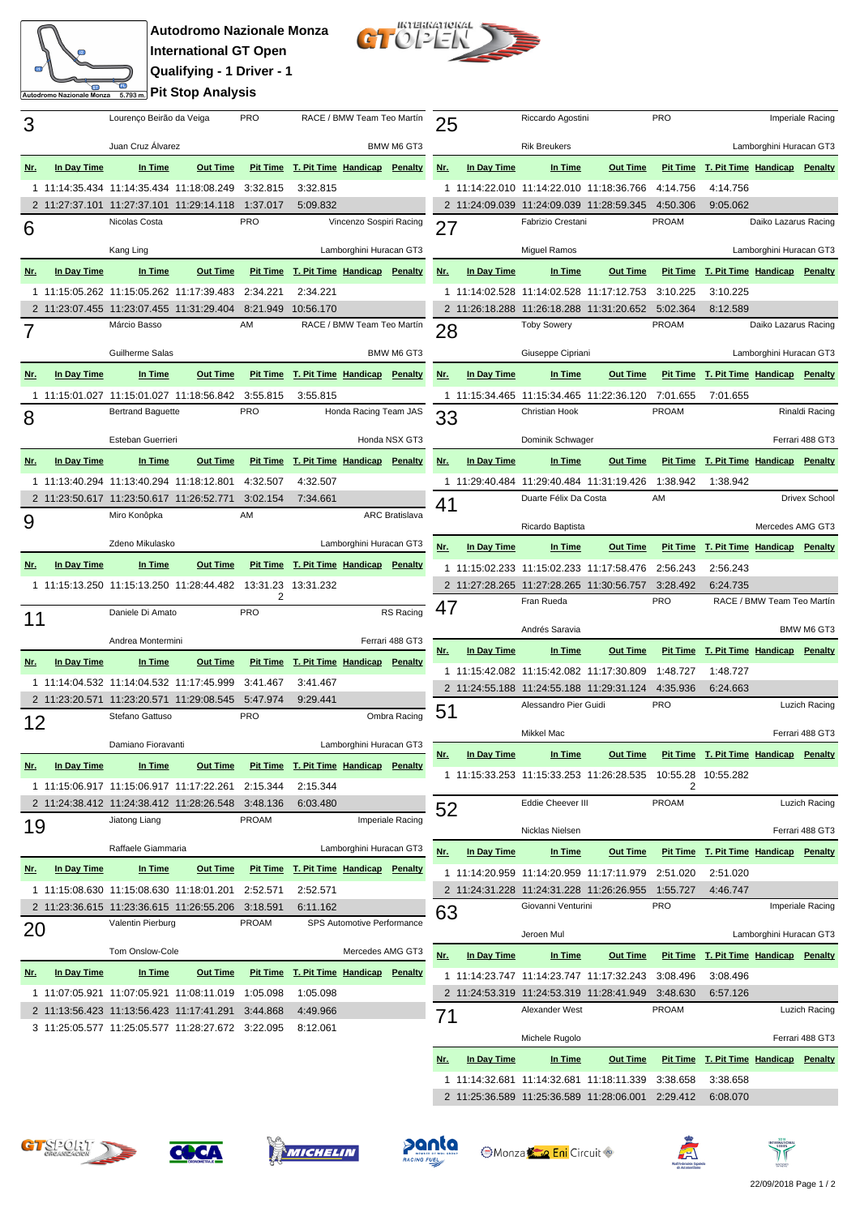# Autodromo Nazionale Monza

## International GT Open

## Qualifying - 1 Driver - 1

## Pit Stop Analysis

### 3 — Lourenço Beirão da Veiga / Juan Cruz Álvarez — PRO — RACE / BMW Team Teo Martín — BMW M6 GT3

| Nr. | In Day Time | In Time | Out Time | Pit Time | T. Pit Time | Handicap | Penalty |
|---|---|---|---|---|---|---|---|
| 1 | 11:14:35.434 | 11:14:35.434 | 11:18:08.249 | 3:32.815 | 3:32.815 | | |
| 2 | 11:27:37.101 | 11:27:37.101 | 11:29:14.118 | 1:37.017 | 5:09.832 | | |

### 6 — Nicolas Costa / Kang Ling — PRO — Vincenzo Sospiri Racing — Lamborghini Huracan GT3

| Nr. | In Day Time | In Time | Out Time | Pit Time | T. Pit Time | Handicap | Penalty |
|---|---|---|---|---|---|---|---|
| 1 | 11:15:05.262 | 11:15:05.262 | 11:17:39.483 | 2:34.221 | 2:34.221 | | |
| 2 | 11:23:07.455 | 11:23:07.455 | 11:31:29.404 | 8:21.949 | 10:56.170 | | |

### 7 — Márcio Basso / Guilherme Salas — AM — RACE / BMW Team Teo Martín — BMW M6 GT3

| Nr. | In Day Time | In Time | Out Time | Pit Time | T. Pit Time | Handicap | Penalty |
|---|---|---|---|---|---|---|---|
| 1 | 11:15:01.027 | 11:15:01.027 | 11:18:56.842 | 3:55.815 | 3:55.815 | | |

### 8 — Bertrand Baguette / Esteban Guerrieri — PRO — Honda Racing Team JAS — Honda NSX GT3

| Nr. | In Day Time | In Time | Out Time | Pit Time | T. Pit Time | Handicap | Penalty |
|---|---|---|---|---|---|---|---|
| 1 | 11:13:40.294 | 11:13:40.294 | 11:18:12.801 | 4:32.507 | 4:32.507 | | |
| 2 | 11:23:50.617 | 11:23:50.617 | 11:26:52.771 | 3:02.154 | 7:34.661 | | |

### 9 — Miro Konôpka / Zdeno Mikulasko — AM — ARC Bratislava — Lamborghini Huracan GT3

| Nr. | In Day Time | In Time | Out Time | Pit Time | T. Pit Time | Handicap | Penalty |
|---|---|---|---|---|---|---|---|
| 1 | 11:15:13.250 | 11:15:13.250 | 11:28:44.482 | 13:31.232 | 13:31.232 | | |

### 11 — Daniele Di Amato / Andrea Montermini — PRO — RS Racing — Ferrari 488 GT3

| Nr. | In Day Time | In Time | Out Time | Pit Time | T. Pit Time | Handicap | Penalty |
|---|---|---|---|---|---|---|---|
| 1 | 11:14:04.532 | 11:14:04.532 | 11:17:45.999 | 3:41.467 | 3:41.467 | | |
| 2 | 11:23:20.571 | 11:23:20.571 | 11:29:08.545 | 5:47.974 | 9:29.441 | | |

### 12 — Stefano Gattuso / Damiano Fioravanti — PRO — Ombra Racing — Lamborghini Huracan GT3

| Nr. | In Day Time | In Time | Out Time | Pit Time | T. Pit Time | Handicap | Penalty |
|---|---|---|---|---|---|---|---|
| 1 | 11:15:06.917 | 11:15:06.917 | 11:17:22.261 | 2:15.344 | 2:15.344 | | |
| 2 | 11:24:38.412 | 11:24:38.412 | 11:28:26.548 | 3:48.136 | 6:03.480 | | |

### 19 — Jiatong Liang / Raffaele Giammaria — PROAM — Imperiale Racing — Lamborghini Huracan GT3

| Nr. | In Day Time | In Time | Out Time | Pit Time | T. Pit Time | Handicap | Penalty |
|---|---|---|---|---|---|---|---|
| 1 | 11:15:08.630 | 11:15:08.630 | 11:18:01.201 | 2:52.571 | 2:52.571 | | |
| 2 | 11:23:36.615 | 11:23:36.615 | 11:26:55.206 | 3:18.591 | 6:11.162 | | |

### 20 — Valentin Pierburg / Tom Onslow-Cole — PROAM — SPS Automotive Performance — Mercedes AMG GT3

| Nr. | In Day Time | In Time | Out Time | Pit Time | T. Pit Time | Handicap | Penalty |
|---|---|---|---|---|---|---|---|
| 1 | 11:07:05.921 | 11:07:05.921 | 11:08:11.019 | 1:05.098 | 1:05.098 | | |
| 2 | 11:13:56.423 | 11:13:56.423 | 11:17:41.291 | 3:44.868 | 4:49.966 | | |
| 3 | 11:25:05.577 | 11:25:05.577 | 11:28:27.672 | 3:22.095 | 8:12.061 | | |

### 25 — Riccardo Agostini / Rik Breukers — PRO — Imperiale Racing — Lamborghini Huracan GT3

| Nr. | In Day Time | In Time | Out Time | Pit Time | T. Pit Time | Handicap | Penalty |
|---|---|---|---|---|---|---|---|
| 1 | 11:14:22.010 | 11:14:22.010 | 11:18:36.766 | 4:14.756 | 4:14.756 | | |
| 2 | 11:24:09.039 | 11:24:09.039 | 11:28:59.345 | 4:50.306 | 9:05.062 | | |

### 27 — Fabrizio Crestani / Miguel Ramos — PROAM — Daiko Lazarus Racing — Lamborghini Huracan GT3

| Nr. | In Day Time | In Time | Out Time | Pit Time | T. Pit Time | Handicap | Penalty |
|---|---|---|---|---|---|---|---|
| 1 | 11:14:02.528 | 11:14:02.528 | 11:17:12.753 | 3:10.225 | 3:10.225 | | |
| 2 | 11:26:18.288 | 11:26:18.288 | 11:31:20.652 | 5:02.364 | 8:12.589 | | |

### 28 — Toby Sowery / Giuseppe Cipriani — PROAM — Daiko Lazarus Racing — Lamborghini Huracan GT3

| Nr. | In Day Time | In Time | Out Time | Pit Time | T. Pit Time | Handicap | Penalty |
|---|---|---|---|---|---|---|---|
| 1 | 11:15:34.465 | 11:15:34.465 | 11:22:36.120 | 7:01.655 | 7:01.655 | | |

### 33 — Christian Hook / Dominik Schwager — PROAM — Rinaldi Racing — Ferrari 488 GT3

| Nr. | In Day Time | In Time | Out Time | Pit Time | T. Pit Time | Handicap | Penalty |
|---|---|---|---|---|---|---|---|
| 1 | 11:29:40.484 | 11:29:40.484 | 11:31:19.426 | 1:38.942 | 1:38.942 | | |

### 41 — Duarte Félix Da Costa / Ricardo Baptista — AM — Drivex School — Mercedes AMG GT3

| Nr. | In Day Time | In Time | Out Time | Pit Time | T. Pit Time | Handicap | Penalty |
|---|---|---|---|---|---|---|---|
| 1 | 11:15:02.233 | 11:15:02.233 | 11:17:58.476 | 2:56.243 | 2:56.243 | | |
| 2 | 11:27:28.265 | 11:27:28.265 | 11:30:56.757 | 3:28.492 | 6:24.735 | | |

### 47 — Fran Rueda / Andrés Saravia — PRO — RACE / BMW Team Teo Martín — BMW M6 GT3

| Nr. | In Day Time | In Time | Out Time | Pit Time | T. Pit Time | Handicap | Penalty |
|---|---|---|---|---|---|---|---|
| 1 | 11:15:42.082 | 11:15:42.082 | 11:17:30.809 | 1:48.727 | 1:48.727 | | |
| 2 | 11:24:55.188 | 11:24:55.188 | 11:29:31.124 | 4:35.936 | 6:24.663 | | |

### 51 — Alessandro Pier Guidi / Mikkel Mac — PRO — Luzich Racing — Ferrari 488 GT3

| Nr. | In Day Time | In Time | Out Time | Pit Time | T. Pit Time | Handicap | Penalty |
|---|---|---|---|---|---|---|---|
| 1 | 11:15:33.253 | 11:15:33.253 | 11:26:28.535 | 10:55.282 | 10:55.282 | | |

### 52 — Eddie Cheever III / Nicklas Nielsen — PROAM — Luzich Racing — Ferrari 488 GT3

| Nr. | In Day Time | In Time | Out Time | Pit Time | T. Pit Time | Handicap | Penalty |
|---|---|---|---|---|---|---|---|
| 1 | 11:14:20.959 | 11:14:20.959 | 11:17:11.979 | 2:51.020 | 2:51.020 | | |
| 2 | 11:24:31.228 | 11:24:31.228 | 11:26:26.955 | 1:55.727 | 4:46.747 | | |

### 63 — Giovanni Venturini / Jeroen Mul — PRO — Imperiale Racing — Lamborghini Huracan GT3

| Nr. | In Day Time | In Time | Out Time | Pit Time | T. Pit Time | Handicap | Penalty |
|---|---|---|---|---|---|---|---|
| 1 | 11:14:23.747 | 11:14:23.747 | 11:17:32.243 | 3:08.496 | 3:08.496 | | |
| 2 | 11:24:53.319 | 11:24:53.319 | 11:28:41.949 | 3:48.630 | 6:57.126 | | |

### 71 — Alexander West / Michele Rugolo — PROAM — Luzich Racing — Ferrari 488 GT3

| Nr. | In Day Time | In Time | Out Time | Pit Time | T. Pit Time | Handicap | Penalty |
|---|---|---|---|---|---|---|---|
| 1 | 11:14:32.681 | 11:14:32.681 | 11:18:11.339 | 3:38.658 | 3:38.658 | | |
| 2 | 11:25:36.589 | 11:25:36.589 | 11:28:06.001 | 2:29.412 | 6:08.070 | | |

22/09/2018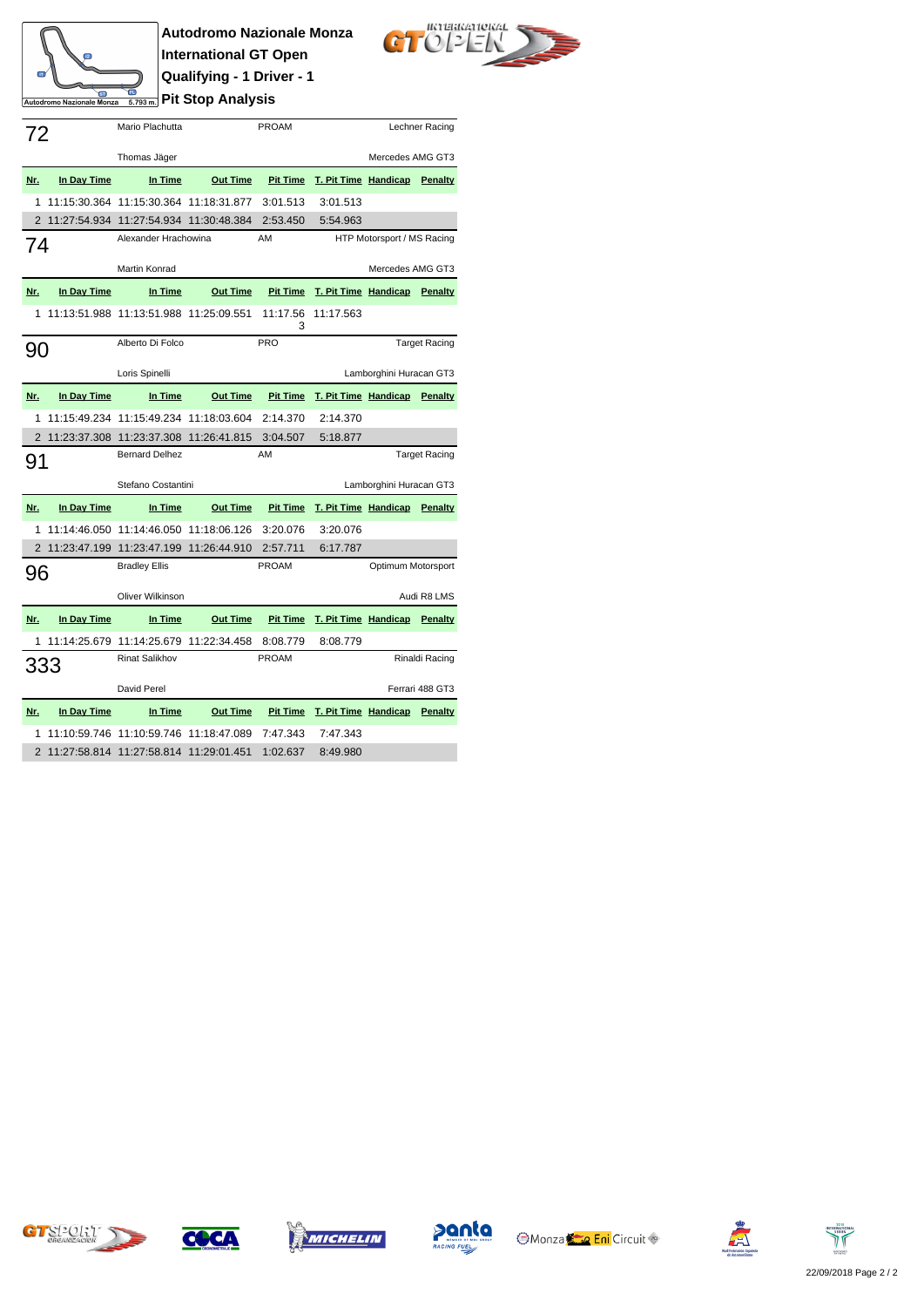**Autodromo Nazionale Monza**
**International GT Open**
**Qualifying - 1 Driver - 1**
**Pit Stop Analysis**

Autodromo Nazionale Monza 5.793 m.

## 72

Mario Plachutta — PROAM — Lechner Racing
Thomas Jäger — Mercedes AMG GT3

| Nr. | In Day Time | In Time | Out Time | Pit Time | T. Pit Time | Handicap | Penalty |
|---|---|---|---|---|---|---|---|
| 1 | 11:15:30.364 | 11:15:30.364 | 11:18:31.877 | 3:01.513 | 3:01.513 | | |
| 2 | 11:27:54.934 | 11:27:54.934 | 11:30:48.384 | 2:53.450 | 5:54.963 | | |

## 74

Alexander Hrachowina — AM — HTP Motorsport / MS Racing
Martin Konrad — Mercedes AMG GT3

| Nr. | In Day Time | In Time | Out Time | Pit Time | T. Pit Time | Handicap | Penalty |
|---|---|---|---|---|---|---|---|
| 1 | 11:13:51.988 | 11:13:51.988 | 11:25:09.551 | 11:17.563 | 11:17.563 | | |

## 90

Alberto Di Folco — PRO — Target Racing
Loris Spinelli — Lamborghini Huracan GT3

| Nr. | In Day Time | In Time | Out Time | Pit Time | T. Pit Time | Handicap | Penalty |
|---|---|---|---|---|---|---|---|
| 1 | 11:15:49.234 | 11:15:49.234 | 11:18:03.604 | 2:14.370 | 2:14.370 | | |
| 2 | 11:23:37.308 | 11:23:37.308 | 11:26:41.815 | 3:04.507 | 5:18.877 | | |

## 91

Bernard Delhez — AM — Target Racing
Stefano Costantini — Lamborghini Huracan GT3

| Nr. | In Day Time | In Time | Out Time | Pit Time | T. Pit Time | Handicap | Penalty |
|---|---|---|---|---|---|---|---|
| 1 | 11:14:46.050 | 11:14:46.050 | 11:18:06.126 | 3:20.076 | 3:20.076 | | |
| 2 | 11:23:47.199 | 11:23:47.199 | 11:26:44.910 | 2:57.711 | 6:17.787 | | |

## 96

Bradley Ellis — PROAM — Optimum Motorsport
Oliver Wilkinson — Audi R8 LMS

| Nr. | In Day Time | In Time | Out Time | Pit Time | T. Pit Time | Handicap | Penalty |
|---|---|---|---|---|---|---|---|
| 1 | 11:14:25.679 | 11:14:25.679 | 11:22:34.458 | 8:08.779 | 8:08.779 | | |

## 333

Rinat Salikhov — PROAM — Rinaldi Racing
David Perel — Ferrari 488 GT3

| Nr. | In Day Time | In Time | Out Time | Pit Time | T. Pit Time | Handicap | Penalty |
|---|---|---|---|---|---|---|---|
| 1 | 11:10:59.746 | 11:10:59.746 | 11:18:47.089 | 7:47.343 | 7:47.343 | | |
| 2 | 11:27:58.814 | 11:27:58.814 | 11:29:01.451 | 1:02.637 | 8:49.980 | | |

22/09/2018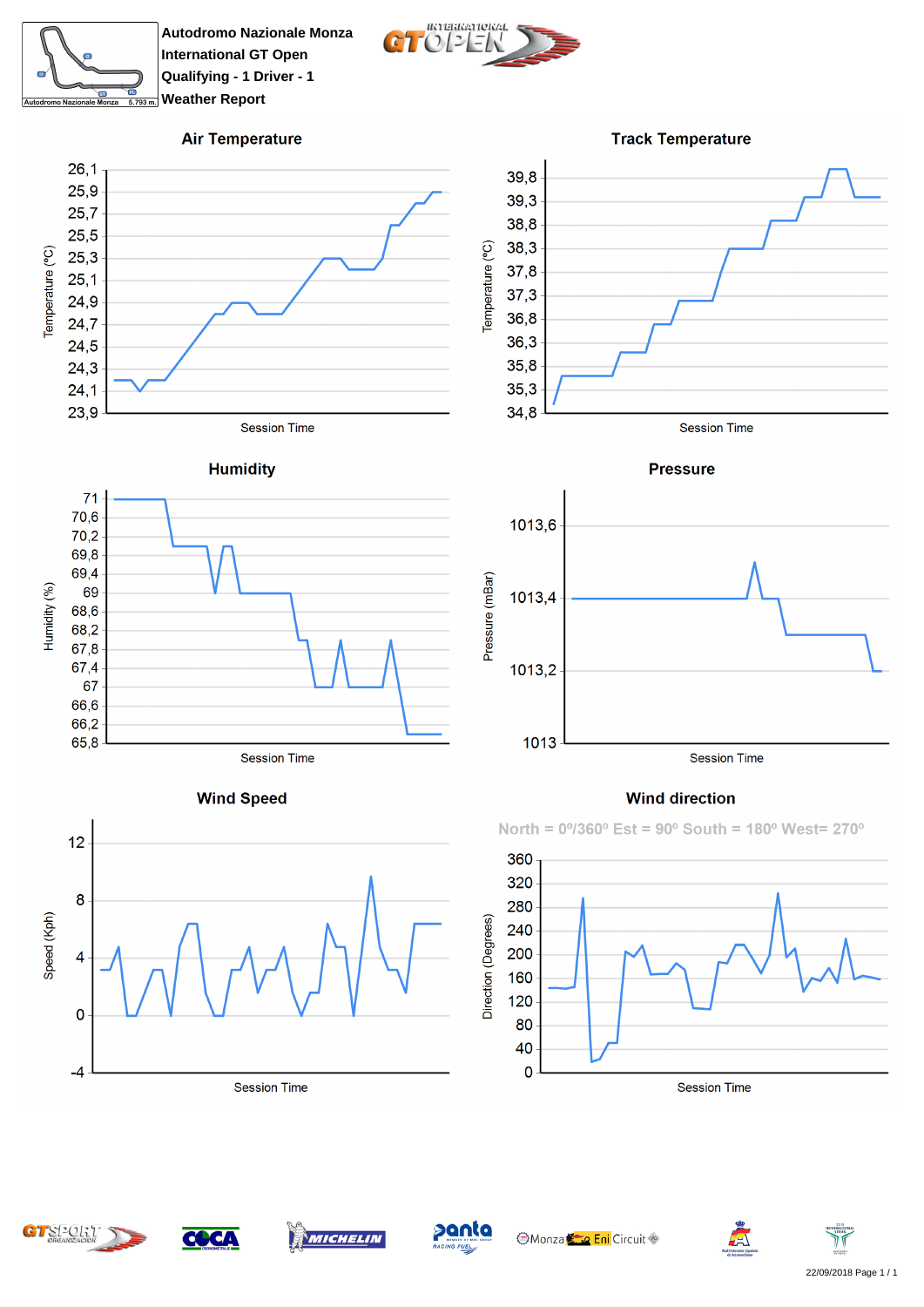Autodromo Nazionale Monza
International GT Open
Qualifying - 1 Driver - 1
Weather Report

Autodromo Nazionale Monza 5.793 m.

## Air Temperature

Temperature (ºC)

26,1
25,9
25,7
25,5
25,3
25,1
24,9
24,7
24,5
24,3
24,1
23,9

Session Time

## Track Temperature

Temperature (ºC)

39,8
39,3
38,8
38,3
37,8
37,3
36,8
36,3
35,8
35,3
34,8

Session Time

## Humidity

Humidity (%)

71
70,6
70,2
69,8
69,4
69
68,6
68,2
67,8
67,4
67
66,6
66,2
65,8

Session Time

## Pressure

Pressure (mBar)

1013,6
1013,4
1013,2
1013

Session Time

## Wind Speed

Speed (Kph)

12
8
4
0
-4

Session Time

## Wind direction

North = 0º/360º Est = 90º South = 180º West= 270º

Direction (Degrees)

360
320
280
240
200
160
120
80
40
0

Session Time

22/09/2018